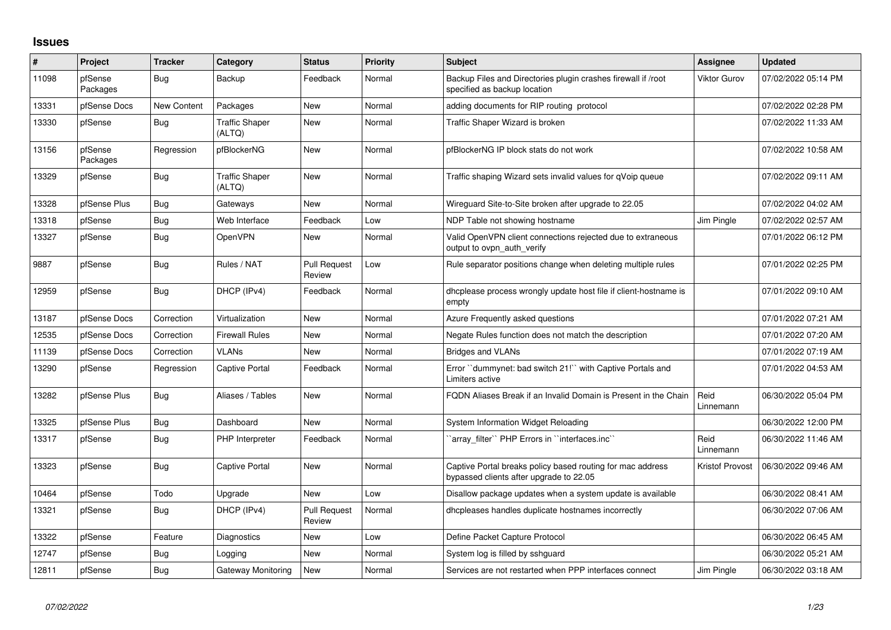# Issues

| # | Project | Tracker | Category | Status | Priority | Subject | Assignee | Updated |
|---|---|---|---|---|---|---|---|---|
| 11098 | pfSense Packages | Bug | Backup | Feedback | Normal | Backup Files and Directories plugin crashes firewall if /root specified as backup location | Viktor Gurov | 07/02/2022 05:14 PM |
| 13331 | pfSense Docs | New Content | Packages | New | Normal | adding documents for RIP routing protocol | | 07/02/2022 02:28 PM |
| 13330 | pfSense | Bug | Traffic Shaper (ALTQ) | New | Normal | Traffic Shaper Wizard is broken | | 07/02/2022 11:33 AM |
| 13156 | pfSense Packages | Regression | pfBlockerNG | New | Normal | pfBlockerNG IP block stats do not work | | 07/02/2022 10:58 AM |
| 13329 | pfSense | Bug | Traffic Shaper (ALTQ) | New | Normal | Traffic shaping Wizard sets invalid values for qVoip queue | | 07/02/2022 09:11 AM |
| 13328 | pfSense Plus | Bug | Gateways | New | Normal | Wireguard Site-to-Site broken after upgrade to 22.05 | | 07/02/2022 04:02 AM |
| 13318 | pfSense | Bug | Web Interface | Feedback | Low | NDP Table not showing hostname | Jim Pingle | 07/02/2022 02:57 AM |
| 13327 | pfSense | Bug | OpenVPN | New | Normal | Valid OpenVPN client connections rejected due to extraneous output to ovpn_auth_verify | | 07/01/2022 06:12 PM |
| 9887 | pfSense | Bug | Rules / NAT | Pull Request Review | Low | Rule separator positions change when deleting multiple rules | | 07/01/2022 02:25 PM |
| 12959 | pfSense | Bug | DHCP (IPv4) | Feedback | Normal | dhcplease process wrongly update host file if client-hostname is empty | | 07/01/2022 09:10 AM |
| 13187 | pfSense Docs | Correction | Virtualization | New | Normal | Azure Frequently asked questions | | 07/01/2022 07:21 AM |
| 12535 | pfSense Docs | Correction | Firewall Rules | New | Normal | Negate Rules function does not match the description | | 07/01/2022 07:20 AM |
| 11139 | pfSense Docs | Correction | VLANs | New | Normal | Bridges and VLANs | | 07/01/2022 07:19 AM |
| 13290 | pfSense | Regression | Captive Portal | Feedback | Normal | Error ``dummynet: bad switch 21!`` with Captive Portals and Limiters active | | 07/01/2022 04:53 AM |
| 13282 | pfSense Plus | Bug | Aliases / Tables | New | Normal | FQDN Aliases Break if an Invalid Domain is Present in the Chain | Reid Linnemann | 06/30/2022 05:04 PM |
| 13325 | pfSense Plus | Bug | Dashboard | New | Normal | System Information Widget Reloading | | 06/30/2022 12:00 PM |
| 13317 | pfSense | Bug | PHP Interpreter | Feedback | Normal | ``array_filter`` PHP Errors in ``interfaces.inc`` | Reid Linnemann | 06/30/2022 11:46 AM |
| 13323 | pfSense | Bug | Captive Portal | New | Normal | Captive Portal breaks policy based routing for mac address bypassed clients after upgrade to 22.05 | Kristof Provost | 06/30/2022 09:46 AM |
| 10464 | pfSense | Todo | Upgrade | New | Low | Disallow package updates when a system update is available | | 06/30/2022 08:41 AM |
| 13321 | pfSense | Bug | DHCP (IPv4) | Pull Request Review | Normal | dhcpleases handles duplicate hostnames incorrectly | | 06/30/2022 07:06 AM |
| 13322 | pfSense | Feature | Diagnostics | New | Low | Define Packet Capture Protocol | | 06/30/2022 06:45 AM |
| 12747 | pfSense | Bug | Logging | New | Normal | System log is filled by sshguard | | 06/30/2022 05:21 AM |
| 12811 | pfSense | Bug | Gateway Monitoring | New | Normal | Services are not restarted when PPP interfaces connect | Jim Pingle | 06/30/2022 03:18 AM |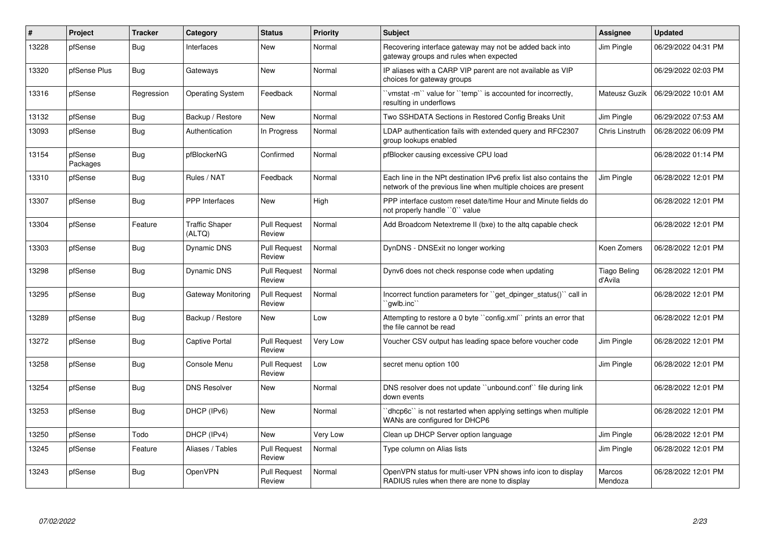| # | Project | Tracker | Category | Status | Priority | Subject | Assignee | Updated |
|---|---|---|---|---|---|---|---|---|
| 13228 | pfSense | Bug | Interfaces | New | Normal | Recovering interface gateway may not be added back into gateway groups and rules when expected | Jim Pingle | 06/29/2022 04:31 PM |
| 13320 | pfSense Plus | Bug | Gateways | New | Normal | IP aliases with a CARP VIP parent are not available as VIP choices for gateway groups | | 06/29/2022 02:03 PM |
| 13316 | pfSense | Regression | Operating System | Feedback | Normal | ``vmstat -m`` value for ``temp`` is accounted for incorrectly, resulting in underflows | Mateusz Guzik | 06/29/2022 10:01 AM |
| 13132 | pfSense | Bug | Backup / Restore | New | Normal | Two SSHDATA Sections in Restored Config Breaks Unit | Jim Pingle | 06/29/2022 07:53 AM |
| 13093 | pfSense | Bug | Authentication | In Progress | Normal | LDAP authentication fails with extended query and RFC2307 group lookups enabled | Chris Linstruth | 06/28/2022 06:09 PM |
| 13154 | pfSense Packages | Bug | pfBlockerNG | Confirmed | Normal | pfBlocker causing excessive CPU load | | 06/28/2022 01:14 PM |
| 13310 | pfSense | Bug | Rules / NAT | Feedback | Normal | Each line in the NPt destination IPv6 prefix list also contains the network of the previous line when multiple choices are present | Jim Pingle | 06/28/2022 12:01 PM |
| 13307 | pfSense | Bug | PPP Interfaces | New | High | PPP interface custom reset date/time Hour and Minute fields do not properly handle ``0`` value | | 06/28/2022 12:01 PM |
| 13304 | pfSense | Feature | Traffic Shaper (ALTQ) | Pull Request Review | Normal | Add Broadcom Netextreme II (bxe) to the altq capable check | | 06/28/2022 12:01 PM |
| 13303 | pfSense | Bug | Dynamic DNS | Pull Request Review | Normal | DynDNS - DNSExit no longer working | Koen Zomers | 06/28/2022 12:01 PM |
| 13298 | pfSense | Bug | Dynamic DNS | Pull Request Review | Normal | Dynv6 does not check response code when updating | Tiago Beling d'Avila | 06/28/2022 12:01 PM |
| 13295 | pfSense | Bug | Gateway Monitoring | Pull Request Review | Normal | Incorrect function parameters for ``get_dpinger_status()`` call in ``gwlb.inc`` | | 06/28/2022 12:01 PM |
| 13289 | pfSense | Bug | Backup / Restore | New | Low | Attempting to restore a 0 byte ``config.xml`` prints an error that the file cannot be read | | 06/28/2022 12:01 PM |
| 13272 | pfSense | Bug | Captive Portal | Pull Request Review | Very Low | Voucher CSV output has leading space before voucher code | Jim Pingle | 06/28/2022 12:01 PM |
| 13258 | pfSense | Bug | Console Menu | Pull Request Review | Low | secret menu option 100 | Jim Pingle | 06/28/2022 12:01 PM |
| 13254 | pfSense | Bug | DNS Resolver | New | Normal | DNS resolver does not update ``unbound.conf`` file during link down events | | 06/28/2022 12:01 PM |
| 13253 | pfSense | Bug | DHCP (IPv6) | New | Normal | ``dhcp6c`` is not restarted when applying settings when multiple WANs are configured for DHCP6 | | 06/28/2022 12:01 PM |
| 13250 | pfSense | Todo | DHCP (IPv4) | New | Very Low | Clean up DHCP Server option language | Jim Pingle | 06/28/2022 12:01 PM |
| 13245 | pfSense | Feature | Aliases / Tables | Pull Request Review | Normal | Type column on Alias lists | Jim Pingle | 06/28/2022 12:01 PM |
| 13243 | pfSense | Bug | OpenVPN | Pull Request Review | Normal | OpenVPN status for multi-user VPN shows info icon to display RADIUS rules when there are none to display | Marcos Mendoza | 06/28/2022 12:01 PM |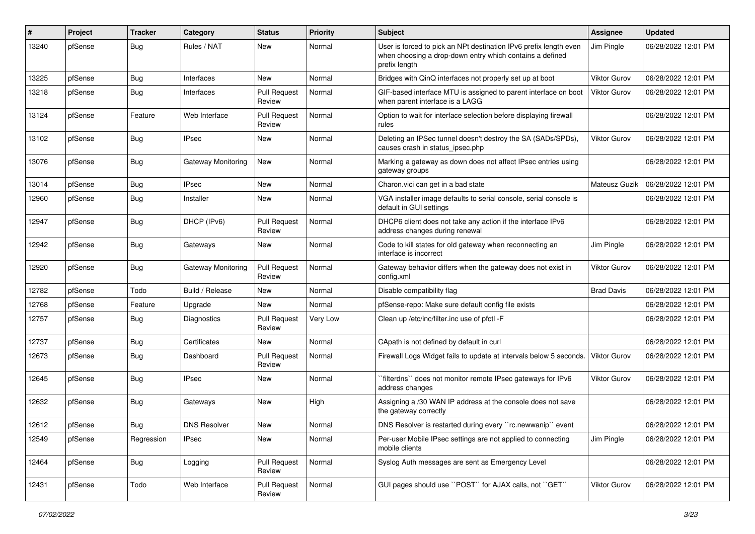| # | Project | Tracker | Category | Status | Priority | Subject | Assignee | Updated |
|---|---|---|---|---|---|---|---|---|
| 13240 | pfSense | Bug | Rules / NAT | New | Normal | User is forced to pick an NPt destination IPv6 prefix length even when choosing a drop-down entry which contains a defined prefix length | Jim Pingle | 06/28/2022 12:01 PM |
| 13225 | pfSense | Bug | Interfaces | New | Normal | Bridges with QinQ interfaces not properly set up at boot | Viktor Gurov | 06/28/2022 12:01 PM |
| 13218 | pfSense | Bug | Interfaces | Pull Request Review | Normal | GIF-based interface MTU is assigned to parent interface on boot when parent interface is a LAGG | Viktor Gurov | 06/28/2022 12:01 PM |
| 13124 | pfSense | Feature | Web Interface | Pull Request Review | Normal | Option to wait for interface selection before displaying firewall rules | | 06/28/2022 12:01 PM |
| 13102 | pfSense | Bug | IPsec | New | Normal | Deleting an IPSec tunnel doesn't destroy the SA (SADs/SPDs), causes crash in status_ipsec.php | Viktor Gurov | 06/28/2022 12:01 PM |
| 13076 | pfSense | Bug | Gateway Monitoring | New | Normal | Marking a gateway as down does not affect IPsec entries using gateway groups | | 06/28/2022 12:01 PM |
| 13014 | pfSense | Bug | IPsec | New | Normal | Charon.vici can get in a bad state | Mateusz Guzik | 06/28/2022 12:01 PM |
| 12960 | pfSense | Bug | Installer | New | Normal | VGA installer image defaults to serial console, serial console is default in GUI settings | | 06/28/2022 12:01 PM |
| 12947 | pfSense | Bug | DHCP (IPv6) | Pull Request Review | Normal | DHCP6 client does not take any action if the interface IPv6 address changes during renewal | | 06/28/2022 12:01 PM |
| 12942 | pfSense | Bug | Gateways | New | Normal | Code to kill states for old gateway when reconnecting an interface is incorrect | Jim Pingle | 06/28/2022 12:01 PM |
| 12920 | pfSense | Bug | Gateway Monitoring | Pull Request Review | Normal | Gateway behavior differs when the gateway does not exist in config.xml | Viktor Gurov | 06/28/2022 12:01 PM |
| 12782 | pfSense | Todo | Build / Release | New | Normal | Disable compatibility flag | Brad Davis | 06/28/2022 12:01 PM |
| 12768 | pfSense | Feature | Upgrade | New | Normal | pfSense-repo: Make sure default config file exists | | 06/28/2022 12:01 PM |
| 12757 | pfSense | Bug | Diagnostics | Pull Request Review | Very Low | Clean up /etc/inc/filter.inc use of pfctl -F | | 06/28/2022 12:01 PM |
| 12737 | pfSense | Bug | Certificates | New | Normal | CApath is not defined by default in curl | | 06/28/2022 12:01 PM |
| 12673 | pfSense | Bug | Dashboard | Pull Request Review | Normal | Firewall Logs Widget fails to update at intervals below 5 seconds. | Viktor Gurov | 06/28/2022 12:01 PM |
| 12645 | pfSense | Bug | IPsec | New | Normal | ``filterdns`` does not monitor remote IPsec gateways for IPv6 address changes | Viktor Gurov | 06/28/2022 12:01 PM |
| 12632 | pfSense | Bug | Gateways | New | High | Assigning a /30 WAN IP address at the console does not save the gateway correctly | | 06/28/2022 12:01 PM |
| 12612 | pfSense | Bug | DNS Resolver | New | Normal | DNS Resolver is restarted during every ``rc.newwanip`` event | | 06/28/2022 12:01 PM |
| 12549 | pfSense | Regression | IPsec | New | Normal | Per-user Mobile IPsec settings are not applied to connecting mobile clients | Jim Pingle | 06/28/2022 12:01 PM |
| 12464 | pfSense | Bug | Logging | Pull Request Review | Normal | Syslog Auth messages are sent as Emergency Level | | 06/28/2022 12:01 PM |
| 12431 | pfSense | Todo | Web Interface | Pull Request Review | Normal | GUI pages should use ``POST`` for AJAX calls, not ``GET`` | Viktor Gurov | 06/28/2022 12:01 PM |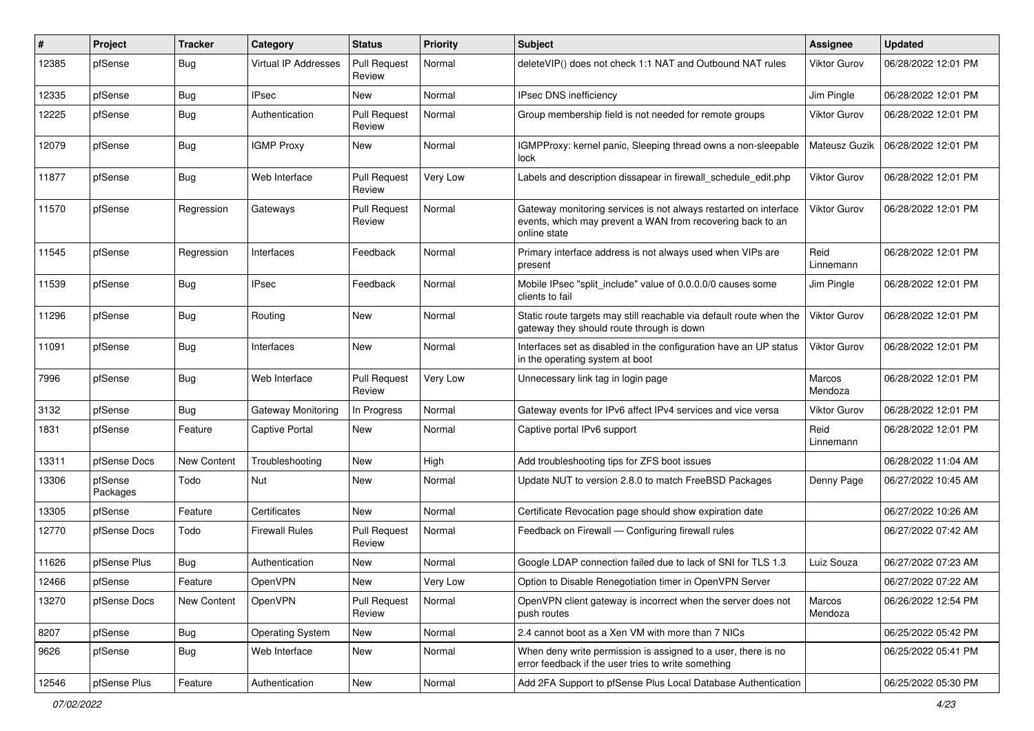| # | Project | Tracker | Category | Status | Priority | Subject | Assignee | Updated |
|---|---|---|---|---|---|---|---|---|
| 12385 | pfSense | Bug | Virtual IP Addresses | Pull Request Review | Normal | deleteVIP() does not check 1:1 NAT and Outbound NAT rules | Viktor Gurov | 06/28/2022 12:01 PM |
| 12335 | pfSense | Bug | IPsec | New | Normal | IPsec DNS inefficiency | Jim Pingle | 06/28/2022 12:01 PM |
| 12225 | pfSense | Bug | Authentication | Pull Request Review | Normal | Group membership field is not needed for remote groups | Viktor Gurov | 06/28/2022 12:01 PM |
| 12079 | pfSense | Bug | IGMP Proxy | New | Normal | IGMPProxy: kernel panic, Sleeping thread owns a non-sleepable lock | Mateusz Guzik | 06/28/2022 12:01 PM |
| 11877 | pfSense | Bug | Web Interface | Pull Request Review | Very Low | Labels and description dissapear in firewall_schedule_edit.php | Viktor Gurov | 06/28/2022 12:01 PM |
| 11570 | pfSense | Regression | Gateways | Pull Request Review | Normal | Gateway monitoring services is not always restarted on interface events, which may prevent a WAN from recovering back to an online state | Viktor Gurov | 06/28/2022 12:01 PM |
| 11545 | pfSense | Regression | Interfaces | Feedback | Normal | Primary interface address is not always used when VIPs are present | Reid Linnemann | 06/28/2022 12:01 PM |
| 11539 | pfSense | Bug | IPsec | Feedback | Normal | Mobile IPsec "split_include" value of 0.0.0.0/0 causes some clients to fail | Jim Pingle | 06/28/2022 12:01 PM |
| 11296 | pfSense | Bug | Routing | New | Normal | Static route targets may still reachable via default route when the gateway they should route through is down | Viktor Gurov | 06/28/2022 12:01 PM |
| 11091 | pfSense | Bug | Interfaces | New | Normal | Interfaces set as disabled in the configuration have an UP status in the operating system at boot | Viktor Gurov | 06/28/2022 12:01 PM |
| 7996 | pfSense | Bug | Web Interface | Pull Request Review | Very Low | Unnecessary link tag in login page | Marcos Mendoza | 06/28/2022 12:01 PM |
| 3132 | pfSense | Bug | Gateway Monitoring | In Progress | Normal | Gateway events for IPv6 affect IPv4 services and vice versa | Viktor Gurov | 06/28/2022 12:01 PM |
| 1831 | pfSense | Feature | Captive Portal | New | Normal | Captive portal IPv6 support | Reid Linnemann | 06/28/2022 12:01 PM |
| 13311 | pfSense Docs | New Content | Troubleshooting | New | High | Add troubleshooting tips for ZFS boot issues | | 06/28/2022 11:04 AM |
| 13306 | pfSense Packages | Todo | Nut | New | Normal | Update NUT to version 2.8.0 to match FreeBSD Packages | Denny Page | 06/27/2022 10:45 AM |
| 13305 | pfSense | Feature | Certificates | New | Normal | Certificate Revocation page should show expiration date | | 06/27/2022 10:26 AM |
| 12770 | pfSense Docs | Todo | Firewall Rules | Pull Request Review | Normal | Feedback on Firewall — Configuring firewall rules | | 06/27/2022 07:42 AM |
| 11626 | pfSense Plus | Bug | Authentication | New | Normal | Google LDAP connection failed due to lack of SNI for TLS 1.3 | Luiz Souza | 06/27/2022 07:23 AM |
| 12466 | pfSense | Feature | OpenVPN | New | Very Low | Option to Disable Renegotiation timer in OpenVPN Server | | 06/27/2022 07:22 AM |
| 13270 | pfSense Docs | New Content | OpenVPN | Pull Request Review | Normal | OpenVPN client gateway is incorrect when the server does not push routes | Marcos Mendoza | 06/26/2022 12:54 PM |
| 8207 | pfSense | Bug | Operating System | New | Normal | 2.4 cannot boot as a Xen VM with more than 7 NICs | | 06/25/2022 05:42 PM |
| 9626 | pfSense | Bug | Web Interface | New | Normal | When deny write permission is assigned to a user, there is no error feedback if the user tries to write something | | 06/25/2022 05:41 PM |
| 12546 | pfSense Plus | Feature | Authentication | New | Normal | Add 2FA Support to pfSense Plus Local Database Authentication | | 06/25/2022 05:30 PM |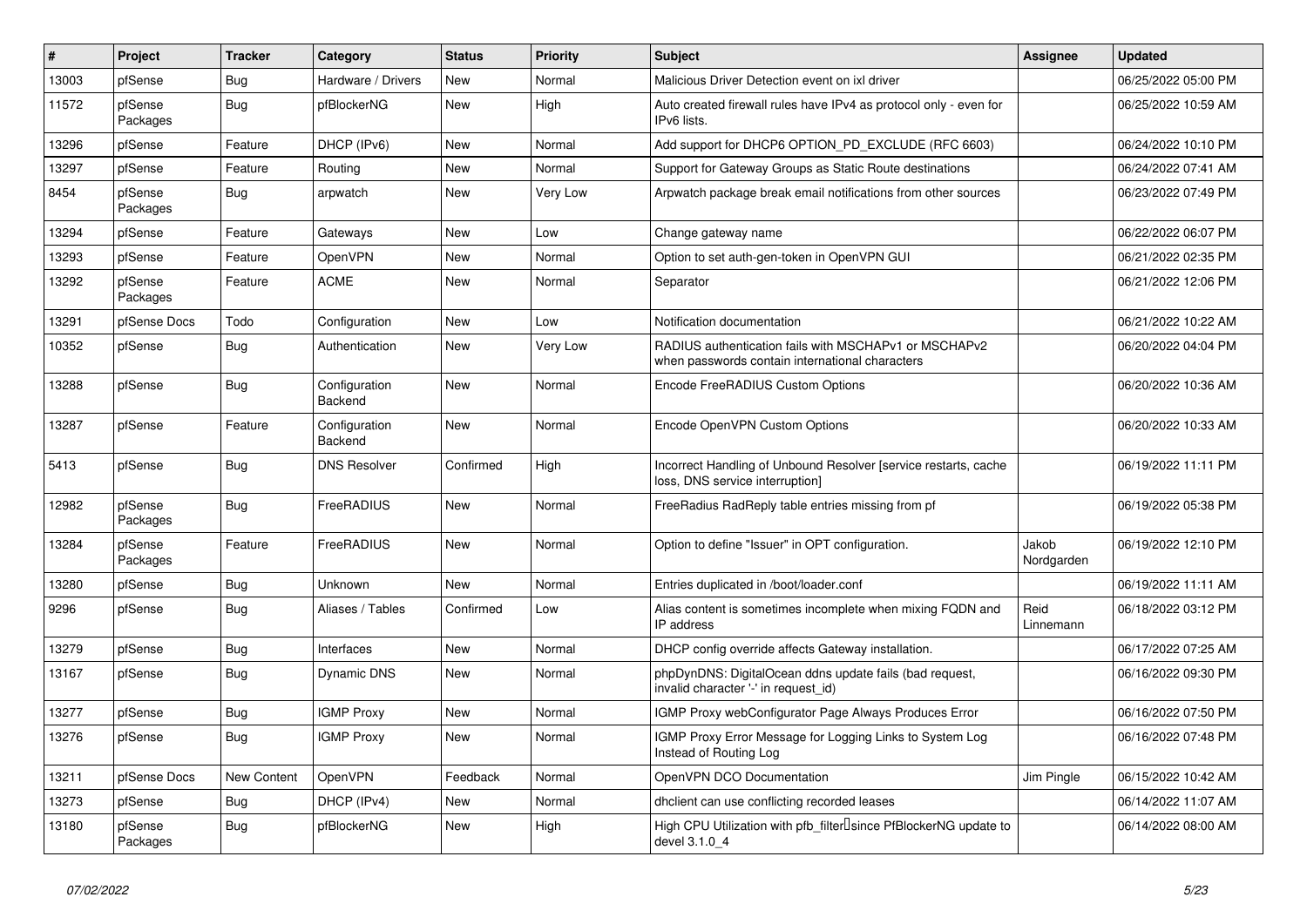| # | Project | Tracker | Category | Status | Priority | Subject | Assignee | Updated |
|---|---|---|---|---|---|---|---|---|
| 13003 | pfSense | Bug | Hardware / Drivers | New | Normal | Malicious Driver Detection event on ixl driver | | 06/25/2022 05:00 PM |
| 11572 | pfSense Packages | Bug | pfBlockerNG | New | High | Auto created firewall rules have IPv4 as protocol only - even for IPv6 lists. | | 06/25/2022 10:59 AM |
| 13296 | pfSense | Feature | DHCP (IPv6) | New | Normal | Add support for DHCP6 OPTION_PD_EXCLUDE (RFC 6603) | | 06/24/2022 10:10 PM |
| 13297 | pfSense | Feature | Routing | New | Normal | Support for Gateway Groups as Static Route destinations | | 06/24/2022 07:41 AM |
| 8454 | pfSense Packages | Bug | arpwatch | New | Very Low | Arpwatch package break email notifications from other sources | | 06/23/2022 07:49 PM |
| 13294 | pfSense | Feature | Gateways | New | Low | Change gateway name | | 06/22/2022 06:07 PM |
| 13293 | pfSense | Feature | OpenVPN | New | Normal | Option to set auth-gen-token in OpenVPN GUI | | 06/21/2022 02:35 PM |
| 13292 | pfSense Packages | Feature | ACME | New | Normal | Separator | | 06/21/2022 12:06 PM |
| 13291 | pfSense Docs | Todo | Configuration | New | Low | Notification documentation | | 06/21/2022 10:22 AM |
| 10352 | pfSense | Bug | Authentication | New | Very Low | RADIUS authentication fails with MSCHAPv1 or MSCHAPv2 when passwords contain international characters | | 06/20/2022 04:04 PM |
| 13288 | pfSense | Bug | Configuration Backend | New | Normal | Encode FreeRADIUS Custom Options | | 06/20/2022 10:36 AM |
| 13287 | pfSense | Feature | Configuration Backend | New | Normal | Encode OpenVPN Custom Options | | 06/20/2022 10:33 AM |
| 5413 | pfSense | Bug | DNS Resolver | Confirmed | High | Incorrect Handling of Unbound Resolver [service restarts, cache loss, DNS service interruption] | | 06/19/2022 11:11 PM |
| 12982 | pfSense Packages | Bug | FreeRADIUS | New | Normal | FreeRadius RadReply table entries missing from pf | | 06/19/2022 05:38 PM |
| 13284 | pfSense Packages | Feature | FreeRADIUS | New | Normal | Option to define "Issuer" in OPT configuration. | Jakob Nordgarden | 06/19/2022 12:10 PM |
| 13280 | pfSense | Bug | Unknown | New | Normal | Entries duplicated in /boot/loader.conf | | 06/19/2022 11:11 AM |
| 9296 | pfSense | Bug | Aliases / Tables | Confirmed | Low | Alias content is sometimes incomplete when mixing FQDN and IP address | Reid Linnemann | 06/18/2022 03:12 PM |
| 13279 | pfSense | Bug | Interfaces | New | Normal | DHCP config override affects Gateway installation. | | 06/17/2022 07:25 AM |
| 13167 | pfSense | Bug | Dynamic DNS | New | Normal | phpDynDNS: DigitalOcean ddns update fails (bad request, invalid character '-' in request_id) | | 06/16/2022 09:30 PM |
| 13277 | pfSense | Bug | IGMP Proxy | New | Normal | IGMP Proxy webConfigurator Page Always Produces Error | | 06/16/2022 07:50 PM |
| 13276 | pfSense | Bug | IGMP Proxy | New | Normal | IGMP Proxy Error Message for Logging Links to System Log Instead of Routing Log | | 06/16/2022 07:48 PM |
| 13211 | pfSense Docs | New Content | OpenVPN | Feedback | Normal | OpenVPN DCO Documentation | Jim Pingle | 06/15/2022 10:42 AM |
| 13273 | pfSense | Bug | DHCP (IPv4) | New | Normal | dhclient can use conflicting recorded leases | | 06/14/2022 11:07 AM |
| 13180 | pfSense Packages | Bug | pfBlockerNG | New | High | High CPU Utilization with pfb_filter since PfBlockerNG update to devel 3.1.0_4 | | 06/14/2022 08:00 AM |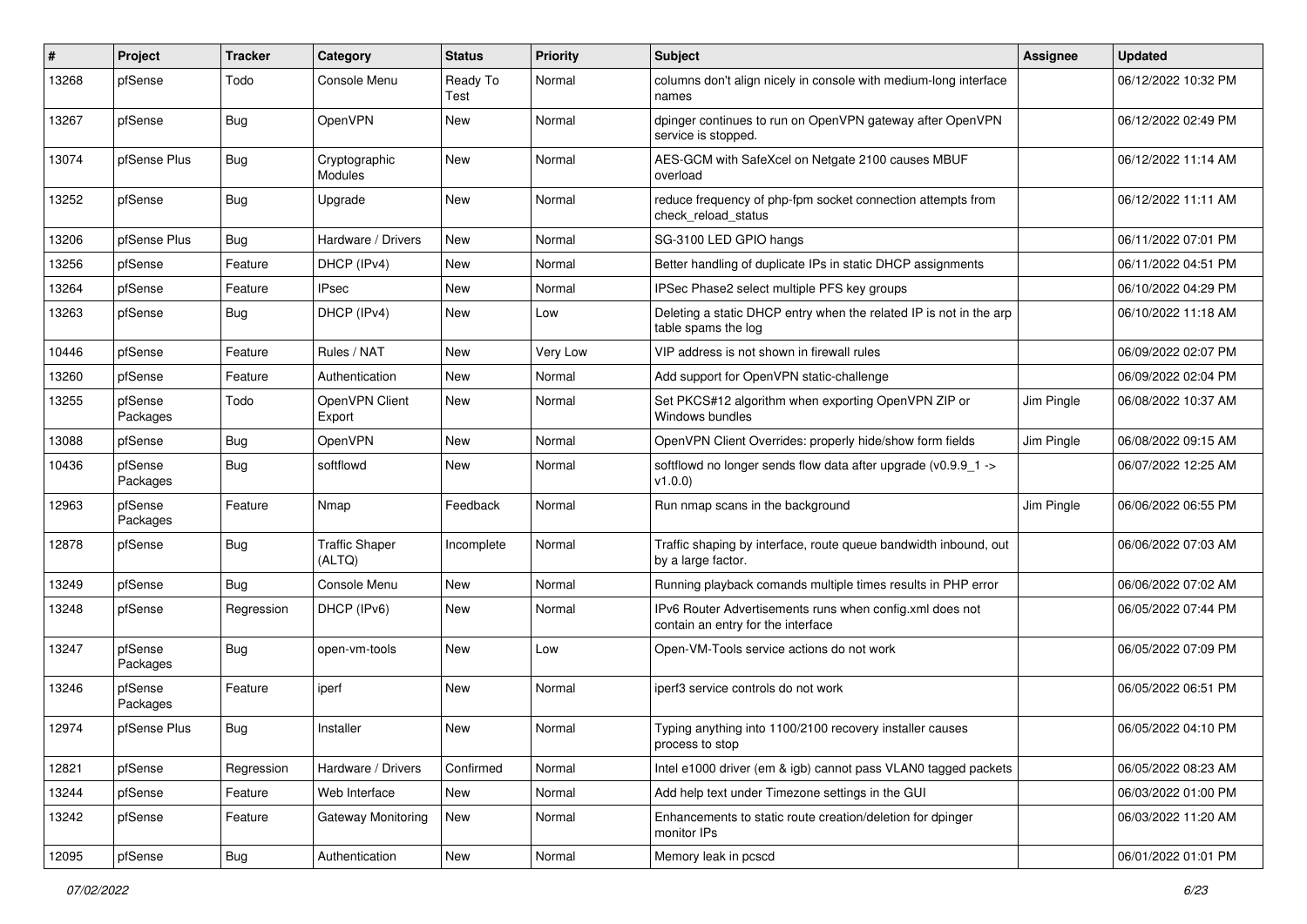| # | Project | Tracker | Category | Status | Priority | Subject | Assignee | Updated |
|---|---|---|---|---|---|---|---|---|
| 13268 | pfSense | Todo | Console Menu | Ready To Test | Normal | columns don't align nicely in console with medium-long interface names | | 06/12/2022 10:32 PM |
| 13267 | pfSense | Bug | OpenVPN | New | Normal | dpinger continues to run on OpenVPN gateway after OpenVPN service is stopped. | | 06/12/2022 02:49 PM |
| 13074 | pfSense Plus | Bug | Cryptographic Modules | New | Normal | AES-GCM with SafeXcel on Netgate 2100 causes MBUF overload | | 06/12/2022 11:14 AM |
| 13252 | pfSense | Bug | Upgrade | New | Normal | reduce frequency of php-fpm socket connection attempts from check_reload_status | | 06/12/2022 11:11 AM |
| 13206 | pfSense Plus | Bug | Hardware / Drivers | New | Normal | SG-3100 LED GPIO hangs | | 06/11/2022 07:01 PM |
| 13256 | pfSense | Feature | DHCP (IPv4) | New | Normal | Better handling of duplicate IPs in static DHCP assignments | | 06/11/2022 04:51 PM |
| 13264 | pfSense | Feature | IPsec | New | Normal | IPSec Phase2 select multiple PFS key groups | | 06/10/2022 04:29 PM |
| 13263 | pfSense | Bug | DHCP (IPv4) | New | Low | Deleting a static DHCP entry when the related IP is not in the arp table spams the log | | 06/10/2022 11:18 AM |
| 10446 | pfSense | Feature | Rules / NAT | New | Very Low | VIP address is not shown in firewall rules | | 06/09/2022 02:07 PM |
| 13260 | pfSense | Feature | Authentication | New | Normal | Add support for OpenVPN static-challenge | | 06/09/2022 02:04 PM |
| 13255 | pfSense Packages | Todo | OpenVPN Client Export | New | Normal | Set PKCS#12 algorithm when exporting OpenVPN ZIP or Windows bundles | Jim Pingle | 06/08/2022 10:37 AM |
| 13088 | pfSense | Bug | OpenVPN | New | Normal | OpenVPN Client Overrides: properly hide/show form fields | Jim Pingle | 06/08/2022 09:15 AM |
| 10436 | pfSense Packages | Bug | softflowd | New | Normal | softflowd no longer sends flow data after upgrade (v0.9.9_1 -> v1.0.0) | | 06/07/2022 12:25 AM |
| 12963 | pfSense Packages | Feature | Nmap | Feedback | Normal | Run nmap scans in the background | Jim Pingle | 06/06/2022 06:55 PM |
| 12878 | pfSense | Bug | Traffic Shaper (ALTQ) | Incomplete | Normal | Traffic shaping by interface, route queue bandwidth inbound, out by a large factor. | | 06/06/2022 07:03 AM |
| 13249 | pfSense | Bug | Console Menu | New | Normal | Running playback comands multiple times results in PHP error | | 06/06/2022 07:02 AM |
| 13248 | pfSense | Regression | DHCP (IPv6) | New | Normal | IPv6 Router Advertisements runs when config.xml does not contain an entry for the interface | | 06/05/2022 07:44 PM |
| 13247 | pfSense Packages | Bug | open-vm-tools | New | Low | Open-VM-Tools service actions do not work | | 06/05/2022 07:09 PM |
| 13246 | pfSense Packages | Feature | iperf | New | Normal | iperf3 service controls do not work | | 06/05/2022 06:51 PM |
| 12974 | pfSense Plus | Bug | Installer | New | Normal | Typing anything into 1100/2100 recovery installer causes process to stop | | 06/05/2022 04:10 PM |
| 12821 | pfSense | Regression | Hardware / Drivers | Confirmed | Normal | Intel e1000 driver (em & igb) cannot pass VLAN0 tagged packets | | 06/05/2022 08:23 AM |
| 13244 | pfSense | Feature | Web Interface | New | Normal | Add help text under Timezone settings in the GUI | | 06/03/2022 01:00 PM |
| 13242 | pfSense | Feature | Gateway Monitoring | New | Normal | Enhancements to static route creation/deletion for dpinger monitor IPs | | 06/03/2022 11:20 AM |
| 12095 | pfSense | Bug | Authentication | New | Normal | Memory leak in pcscd | | 06/01/2022 01:01 PM |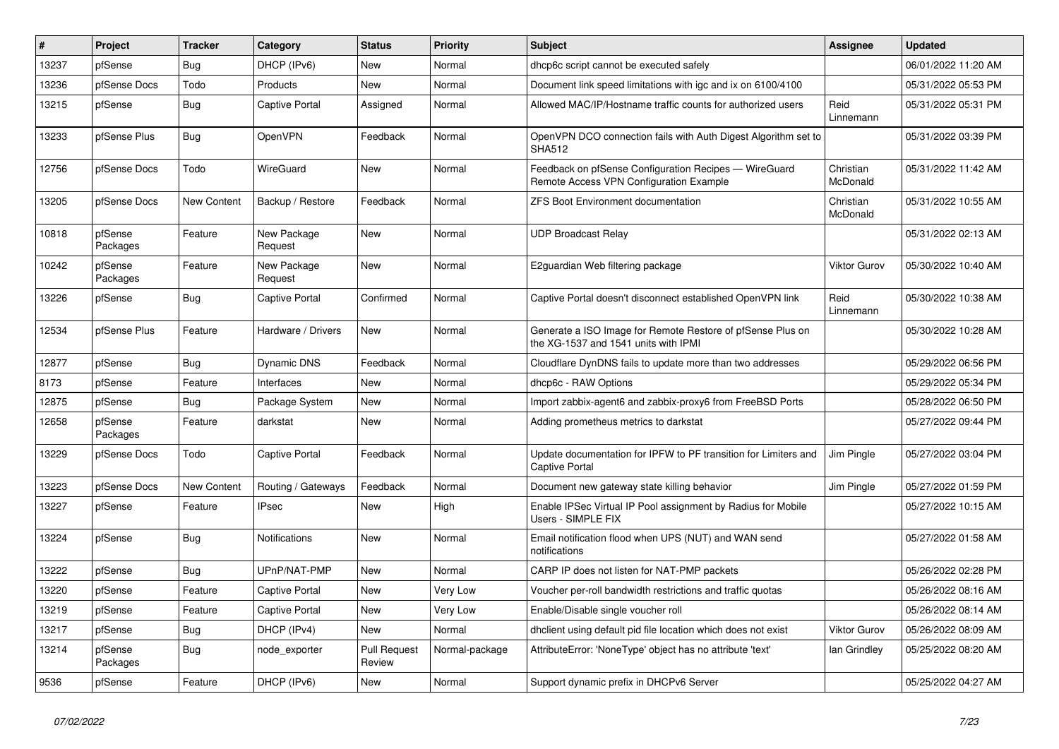| # | Project | Tracker | Category | Status | Priority | Subject | Assignee | Updated |
|---|---|---|---|---|---|---|---|---|
| 13237 | pfSense | Bug | DHCP (IPv6) | New | Normal | dhcp6c script cannot be executed safely | | 06/01/2022 11:20 AM |
| 13236 | pfSense Docs | Todo | Products | New | Normal | Document link speed limitations with igc and ix on 6100/4100 | | 05/31/2022 05:53 PM |
| 13215 | pfSense | Bug | Captive Portal | Assigned | Normal | Allowed MAC/IP/Hostname traffic counts for authorized users | Reid Linnemann | 05/31/2022 05:31 PM |
| 13233 | pfSense Plus | Bug | OpenVPN | Feedback | Normal | OpenVPN DCO connection fails with Auth Digest Algorithm set to SHA512 | | 05/31/2022 03:39 PM |
| 12756 | pfSense Docs | Todo | WireGuard | New | Normal | Feedback on pfSense Configuration Recipes — WireGuard Remote Access VPN Configuration Example | Christian McDonald | 05/31/2022 11:42 AM |
| 13205 | pfSense Docs | New Content | Backup / Restore | Feedback | Normal | ZFS Boot Environment documentation | Christian McDonald | 05/31/2022 10:55 AM |
| 10818 | pfSense Packages | Feature | New Package Request | New | Normal | UDP Broadcast Relay | | 05/31/2022 02:13 AM |
| 10242 | pfSense Packages | Feature | New Package Request | New | Normal | E2guardian Web filtering package | Viktor Gurov | 05/30/2022 10:40 AM |
| 13226 | pfSense | Bug | Captive Portal | Confirmed | Normal | Captive Portal doesn't disconnect established OpenVPN link | Reid Linnemann | 05/30/2022 10:38 AM |
| 12534 | pfSense Plus | Feature | Hardware / Drivers | New | Normal | Generate a ISO Image for Remote Restore of pfSense Plus on the XG-1537 and 1541 units with IPMI | | 05/30/2022 10:28 AM |
| 12877 | pfSense | Bug | Dynamic DNS | Feedback | Normal | Cloudflare DynDNS fails to update more than two addresses | | 05/29/2022 06:56 PM |
| 8173 | pfSense | Feature | Interfaces | New | Normal | dhcp6c - RAW Options | | 05/29/2022 05:34 PM |
| 12875 | pfSense | Bug | Package System | New | Normal | Import zabbix-agent6 and zabbix-proxy6 from FreeBSD Ports | | 05/28/2022 06:50 PM |
| 12658 | pfSense Packages | Feature | darkstat | New | Normal | Adding prometheus metrics to darkstat | | 05/27/2022 09:44 PM |
| 13229 | pfSense Docs | Todo | Captive Portal | Feedback | Normal | Update documentation for IPFW to PF transition for Limiters and Captive Portal | Jim Pingle | 05/27/2022 03:04 PM |
| 13223 | pfSense Docs | New Content | Routing / Gateways | Feedback | Normal | Document new gateway state killing behavior | Jim Pingle | 05/27/2022 01:59 PM |
| 13227 | pfSense | Feature | IPsec | New | High | Enable IPSec Virtual IP Pool assignment by Radius for Mobile Users - SIMPLE FIX | | 05/27/2022 10:15 AM |
| 13224 | pfSense | Bug | Notifications | New | Normal | Email notification flood when UPS (NUT) and WAN send notifications | | 05/27/2022 01:58 AM |
| 13222 | pfSense | Bug | UPnP/NAT-PMP | New | Normal | CARP IP does not listen for NAT-PMP packets | | 05/26/2022 02:28 PM |
| 13220 | pfSense | Feature | Captive Portal | New | Very Low | Voucher per-roll bandwidth restrictions and traffic quotas | | 05/26/2022 08:16 AM |
| 13219 | pfSense | Feature | Captive Portal | New | Very Low | Enable/Disable single voucher roll | | 05/26/2022 08:14 AM |
| 13217 | pfSense | Bug | DHCP (IPv4) | New | Normal | dhclient using default pid file location which does not exist | Viktor Gurov | 05/26/2022 08:09 AM |
| 13214 | pfSense Packages | Bug | node_exporter | Pull Request Review | Normal-package | AttributeError: 'NoneType' object has no attribute 'text' | Ian Grindley | 05/25/2022 08:20 AM |
| 9536 | pfSense | Feature | DHCP (IPv6) | New | Normal | Support dynamic prefix in DHCPv6 Server | | 05/25/2022 04:27 AM |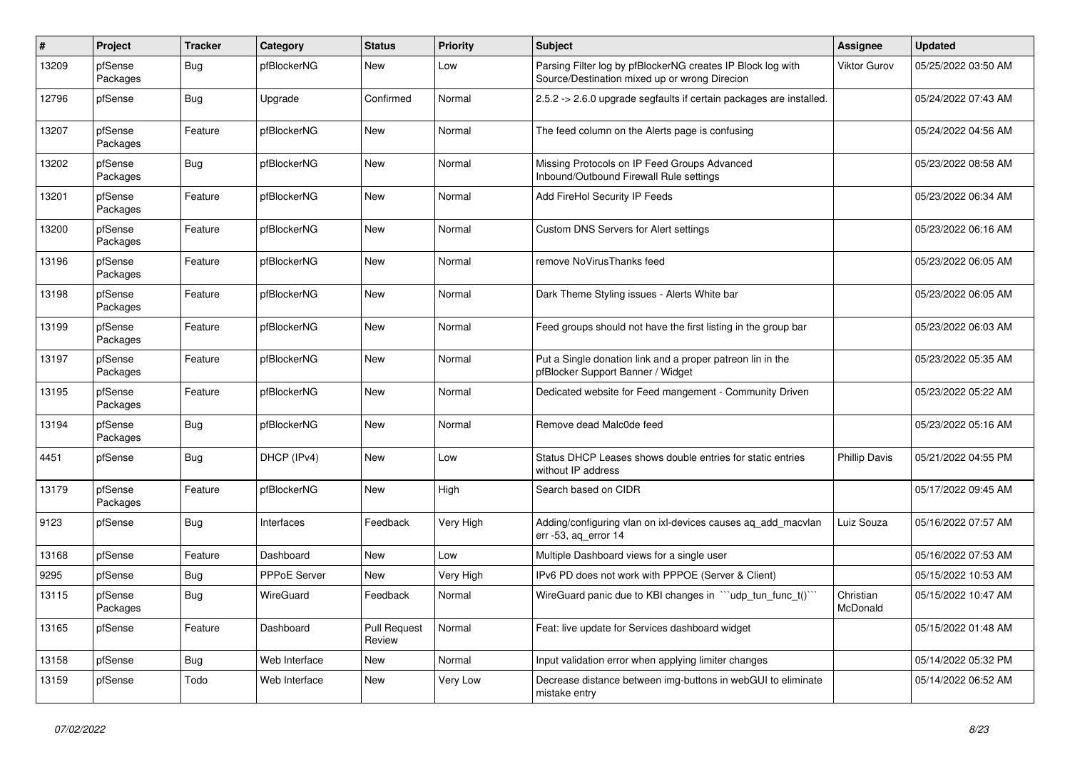| # | Project | Tracker | Category | Status | Priority | Subject | Assignee | Updated |
|---|---|---|---|---|---|---|---|---|
| 13209 | pfSense Packages | Bug | pfBlockerNG | New | Low | Parsing Filter log by pfBlockerNG creates IP Block log with Source/Destination mixed up or wrong Direcion | Viktor Gurov | 05/25/2022 03:50 AM |
| 12796 | pfSense | Bug | Upgrade | Confirmed | Normal | 2.5.2 -> 2.6.0 upgrade segfaults if certain packages are installed. | | 05/24/2022 07:43 AM |
| 13207 | pfSense Packages | Feature | pfBlockerNG | New | Normal | The feed column on the Alerts page is confusing | | 05/24/2022 04:56 AM |
| 13202 | pfSense Packages | Bug | pfBlockerNG | New | Normal | Missing Protocols on IP Feed Groups Advanced Inbound/Outbound Firewall Rule settings | | 05/23/2022 08:58 AM |
| 13201 | pfSense Packages | Feature | pfBlockerNG | New | Normal | Add FireHol Security IP Feeds | | 05/23/2022 06:34 AM |
| 13200 | pfSense Packages | Feature | pfBlockerNG | New | Normal | Custom DNS Servers for Alert settings | | 05/23/2022 06:16 AM |
| 13196 | pfSense Packages | Feature | pfBlockerNG | New | Normal | remove NoVirusThanks feed | | 05/23/2022 06:05 AM |
| 13198 | pfSense Packages | Feature | pfBlockerNG | New | Normal | Dark Theme Styling issues - Alerts White bar | | 05/23/2022 06:05 AM |
| 13199 | pfSense Packages | Feature | pfBlockerNG | New | Normal | Feed groups should not have the first listing in the group bar | | 05/23/2022 06:03 AM |
| 13197 | pfSense Packages | Feature | pfBlockerNG | New | Normal | Put a Single donation link and a proper patreon lin in the pfBlocker Support Banner / Widget | | 05/23/2022 05:35 AM |
| 13195 | pfSense Packages | Feature | pfBlockerNG | New | Normal | Dedicated website for Feed mangement - Community Driven | | 05/23/2022 05:22 AM |
| 13194 | pfSense Packages | Bug | pfBlockerNG | New | Normal | Remove dead Malc0de feed | | 05/23/2022 05:16 AM |
| 4451 | pfSense | Bug | DHCP (IPv4) | New | Low | Status DHCP Leases shows double entries for static entries without IP address | Phillip Davis | 05/21/2022 04:55 PM |
| 13179 | pfSense Packages | Feature | pfBlockerNG | New | High | Search based on CIDR | | 05/17/2022 09:45 AM |
| 9123 | pfSense | Bug | Interfaces | Feedback | Very High | Adding/configuring vlan on ixl-devices causes aq_add_macvlan err -53, aq_error 14 | Luiz Souza | 05/16/2022 07:57 AM |
| 13168 | pfSense | Feature | Dashboard | New | Low | Multiple Dashboard views for a single user | | 05/16/2022 07:53 AM |
| 9295 | pfSense | Bug | PPPoE Server | New | Very High | IPv6 PD does not work with PPPOE (Server & Client) | | 05/15/2022 10:53 AM |
| 13115 | pfSense Packages | Bug | WireGuard | Feedback | Normal | WireGuard panic due to KBI changes in ```udp_tun_func_t()``` | Christian McDonald | 05/15/2022 10:47 AM |
| 13165 | pfSense | Feature | Dashboard | Pull Request Review | Normal | Feat: live update for Services dashboard widget | | 05/15/2022 01:48 AM |
| 13158 | pfSense | Bug | Web Interface | New | Normal | Input validation error when applying limiter changes | | 05/14/2022 05:32 PM |
| 13159 | pfSense | Todo | Web Interface | New | Very Low | Decrease distance between img-buttons in webGUI to eliminate mistake entry | | 05/14/2022 06:52 AM |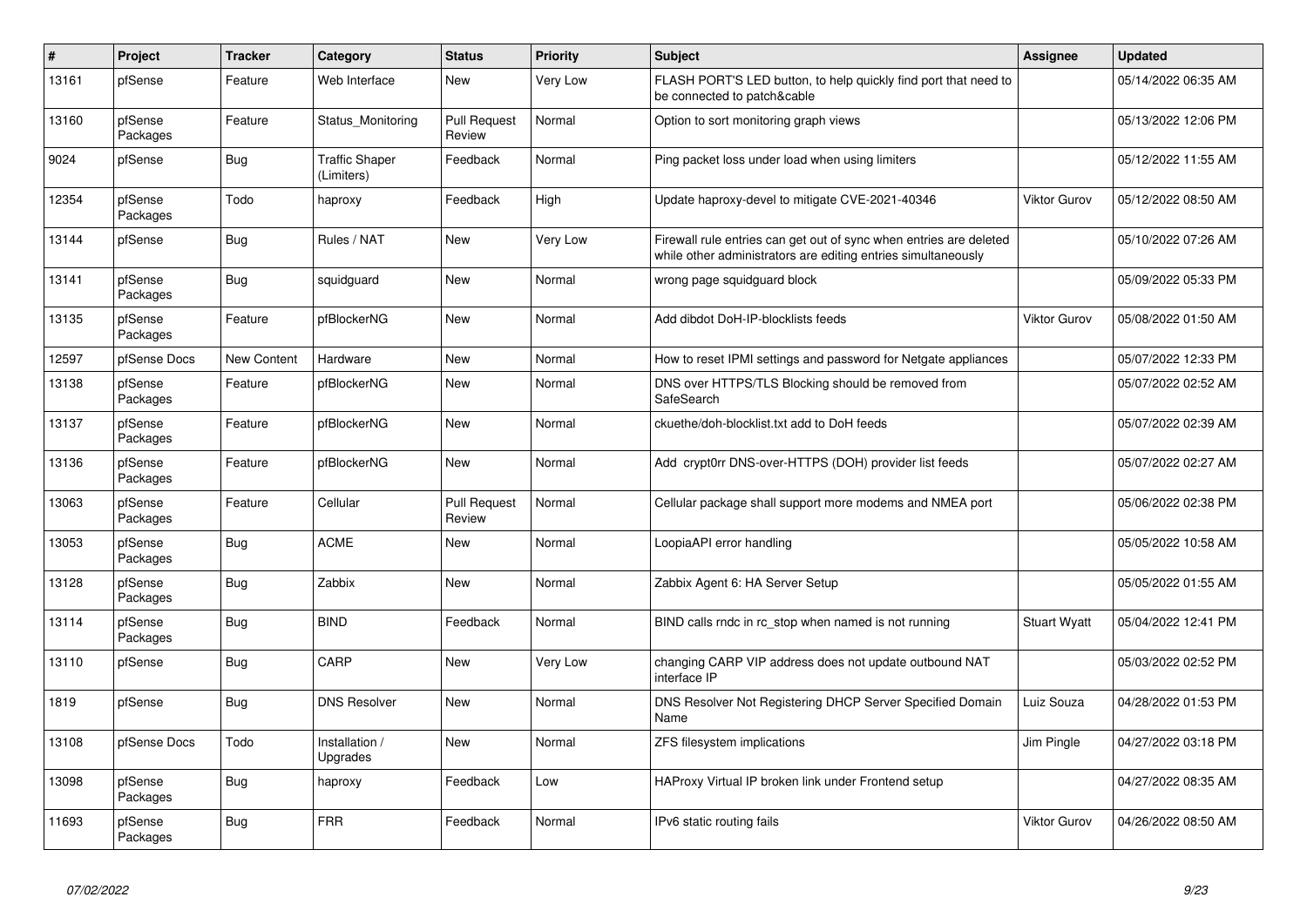| # | Project | Tracker | Category | Status | Priority | Subject | Assignee | Updated |
|---|---|---|---|---|---|---|---|---|
| 13161 | pfSense | Feature | Web Interface | New | Very Low | FLASH PORT'S LED button, to help quickly find port that need to be connected to patch&cable | | 05/14/2022 06:35 AM |
| 13160 | pfSense Packages | Feature | Status_Monitoring | Pull Request Review | Normal | Option to sort monitoring graph views | | 05/13/2022 12:06 PM |
| 9024 | pfSense | Bug | Traffic Shaper (Limiters) | Feedback | Normal | Ping packet loss under load when using limiters | | 05/12/2022 11:55 AM |
| 12354 | pfSense Packages | Todo | haproxy | Feedback | High | Update haproxy-devel to mitigate CVE-2021-40346 | Viktor Gurov | 05/12/2022 08:50 AM |
| 13144 | pfSense | Bug | Rules / NAT | New | Very Low | Firewall rule entries can get out of sync when entries are deleted while other administrators are editing entries simultaneously | | 05/10/2022 07:26 AM |
| 13141 | pfSense Packages | Bug | squidguard | New | Normal | wrong page squidguard block | | 05/09/2022 05:33 PM |
| 13135 | pfSense Packages | Feature | pfBlockerNG | New | Normal | Add dibdot DoH-IP-blocklists feeds | Viktor Gurov | 05/08/2022 01:50 AM |
| 12597 | pfSense Docs | New Content | Hardware | New | Normal | How to reset IPMI settings and password for Netgate appliances | | 05/07/2022 12:33 PM |
| 13138 | pfSense Packages | Feature | pfBlockerNG | New | Normal | DNS over HTTPS/TLS Blocking should be removed from SafeSearch | | 05/07/2022 02:52 AM |
| 13137 | pfSense Packages | Feature | pfBlockerNG | New | Normal | ckuethe/doh-blocklist.txt add to DoH feeds | | 05/07/2022 02:39 AM |
| 13136 | pfSense Packages | Feature | pfBlockerNG | New | Normal | Add crypt0rr DNS-over-HTTPS (DOH) provider list feeds | | 05/07/2022 02:27 AM |
| 13063 | pfSense Packages | Feature | Cellular | Pull Request Review | Normal | Cellular package shall support more modems and NMEA port | | 05/06/2022 02:38 PM |
| 13053 | pfSense Packages | Bug | ACME | New | Normal | LoopiaAPI error handling | | 05/05/2022 10:58 AM |
| 13128 | pfSense Packages | Bug | Zabbix | New | Normal | Zabbix Agent 6: HA Server Setup | | 05/05/2022 01:55 AM |
| 13114 | pfSense Packages | Bug | BIND | Feedback | Normal | BIND calls rndc in rc_stop when named is not running | Stuart Wyatt | 05/04/2022 12:41 PM |
| 13110 | pfSense | Bug | CARP | New | Very Low | changing CARP VIP address does not update outbound NAT interface IP | | 05/03/2022 02:52 PM |
| 1819 | pfSense | Bug | DNS Resolver | New | Normal | DNS Resolver Not Registering DHCP Server Specified Domain Name | Luiz Souza | 04/28/2022 01:53 PM |
| 13108 | pfSense Docs | Todo | Installation / Upgrades | New | Normal | ZFS filesystem implications | Jim Pingle | 04/27/2022 03:18 PM |
| 13098 | pfSense Packages | Bug | haproxy | Feedback | Low | HAProxy Virtual IP broken link under Frontend setup | | 04/27/2022 08:35 AM |
| 11693 | pfSense Packages | Bug | FRR | Feedback | Normal | IPv6 static routing fails | Viktor Gurov | 04/26/2022 08:50 AM |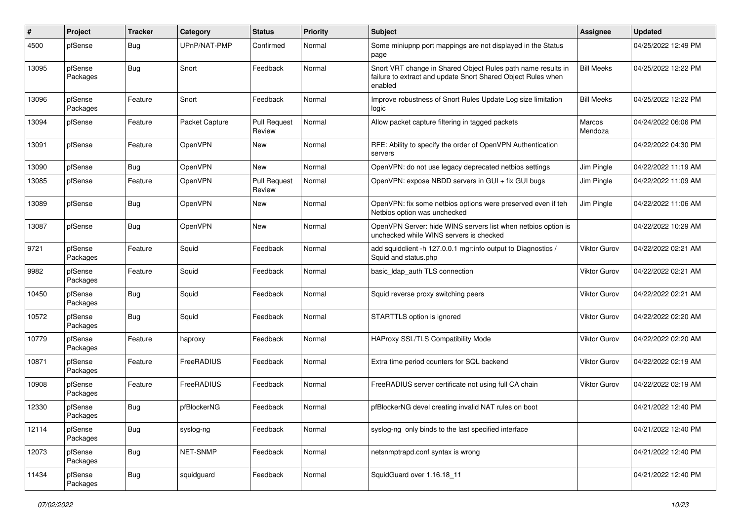| # | Project | Tracker | Category | Status | Priority | Subject | Assignee | Updated |
|---|---|---|---|---|---|---|---|---|
| 4500 | pfSense | Bug | UPnP/NAT-PMP | Confirmed | Normal | Some miniupnp port mappings are not displayed in the Status page | | 04/25/2022 12:49 PM |
| 13095 | pfSense Packages | Bug | Snort | Feedback | Normal | Snort VRT change in Shared Object Rules path name results in failure to extract and update Snort Shared Object Rules when enabled | Bill Meeks | 04/25/2022 12:22 PM |
| 13096 | pfSense Packages | Feature | Snort | Feedback | Normal | Improve robustness of Snort Rules Update Log size limitation logic | Bill Meeks | 04/25/2022 12:22 PM |
| 13094 | pfSense | Feature | Packet Capture | Pull Request Review | Normal | Allow packet capture filtering in tagged packets | Marcos Mendoza | 04/24/2022 06:06 PM |
| 13091 | pfSense | Feature | OpenVPN | New | Normal | RFE: Ability to specify the order of OpenVPN Authentication servers | | 04/22/2022 04:30 PM |
| 13090 | pfSense | Bug | OpenVPN | New | Normal | OpenVPN: do not use legacy deprecated netbios settings | Jim Pingle | 04/22/2022 11:19 AM |
| 13085 | pfSense | Feature | OpenVPN | Pull Request Review | Normal | OpenVPN: expose NBDD servers in GUI + fix GUI bugs | Jim Pingle | 04/22/2022 11:09 AM |
| 13089 | pfSense | Bug | OpenVPN | New | Normal | OpenVPN: fix some netbios options were preserved even if teh Netbios option was unchecked | Jim Pingle | 04/22/2022 11:06 AM |
| 13087 | pfSense | Bug | OpenVPN | New | Normal | OpenVPN Server: hide WINS servers list when netbios option is unchecked while WINS servers is checked | | 04/22/2022 10:29 AM |
| 9721 | pfSense Packages | Feature | Squid | Feedback | Normal | add squidclient -h 127.0.0.1 mgr:info output to Diagnostics / Squid and status.php | Viktor Gurov | 04/22/2022 02:21 AM |
| 9982 | pfSense Packages | Feature | Squid | Feedback | Normal | basic_ldap_auth TLS connection | Viktor Gurov | 04/22/2022 02:21 AM |
| 10450 | pfSense Packages | Bug | Squid | Feedback | Normal | Squid reverse proxy switching peers | Viktor Gurov | 04/22/2022 02:21 AM |
| 10572 | pfSense Packages | Bug | Squid | Feedback | Normal | STARTTLS option is ignored | Viktor Gurov | 04/22/2022 02:20 AM |
| 10779 | pfSense Packages | Feature | haproxy | Feedback | Normal | HAProxy SSL/TLS Compatibility Mode | Viktor Gurov | 04/22/2022 02:20 AM |
| 10871 | pfSense Packages | Feature | FreeRADIUS | Feedback | Normal | Extra time period counters for SQL backend | Viktor Gurov | 04/22/2022 02:19 AM |
| 10908 | pfSense Packages | Feature | FreeRADIUS | Feedback | Normal | FreeRADIUS server certificate not using full CA chain | Viktor Gurov | 04/22/2022 02:19 AM |
| 12330 | pfSense Packages | Bug | pfBlockerNG | Feedback | Normal | pfBlockerNG devel creating invalid NAT rules on boot | | 04/21/2022 12:40 PM |
| 12114 | pfSense Packages | Bug | syslog-ng | Feedback | Normal | syslog-ng only binds to the last specified interface | | 04/21/2022 12:40 PM |
| 12073 | pfSense Packages | Bug | NET-SNMP | Feedback | Normal | netsnmptrapd.conf syntax is wrong | | 04/21/2022 12:40 PM |
| 11434 | pfSense Packages | Bug | squidguard | Feedback | Normal | SquidGuard over 1.16.18_11 | | 04/21/2022 12:40 PM |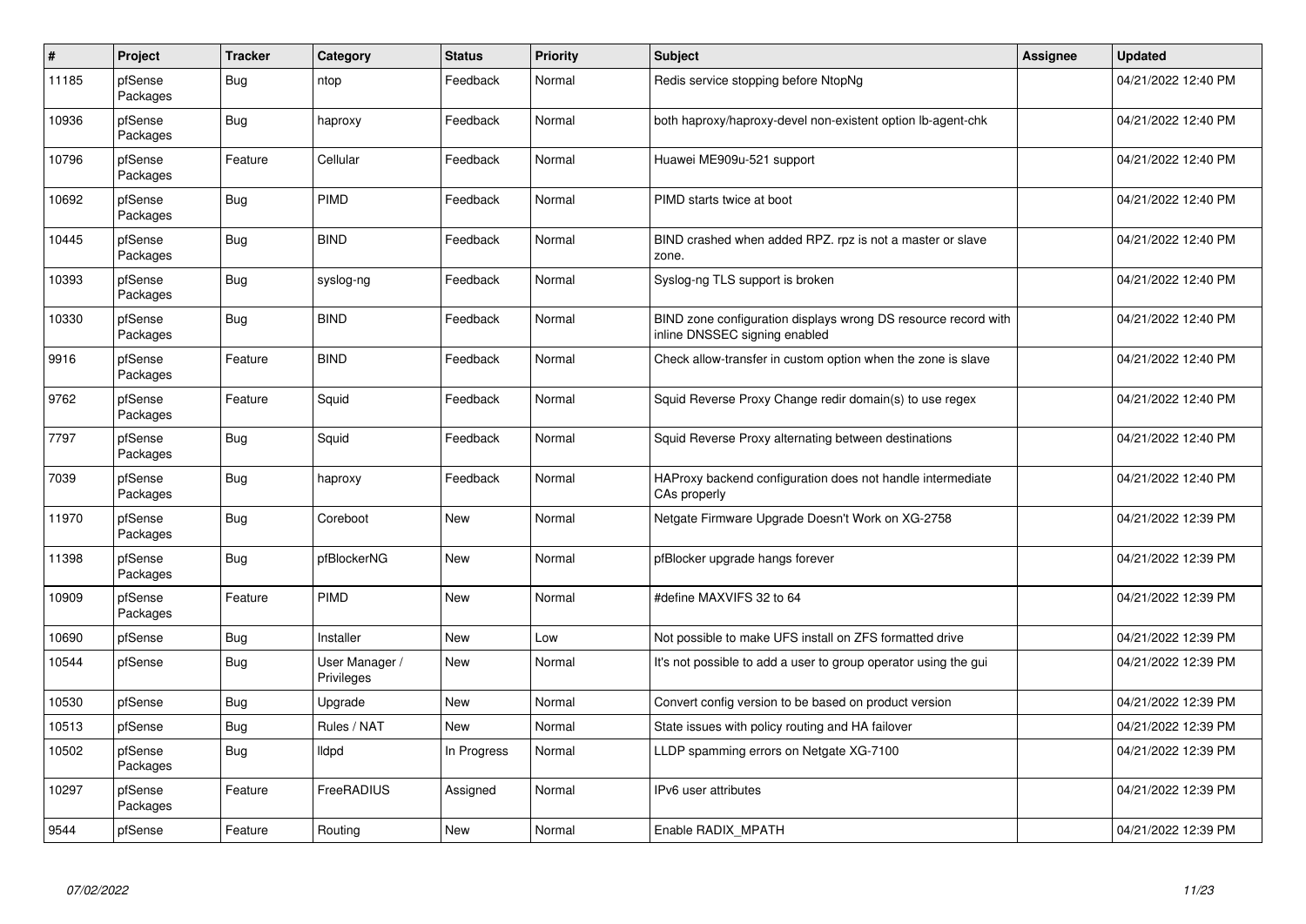| # | Project | Tracker | Category | Status | Priority | Subject | Assignee | Updated |
|---|---|---|---|---|---|---|---|---|
| 11185 | pfSense Packages | Bug | ntop | Feedback | Normal | Redis service stopping before NtopNg | | 04/21/2022 12:40 PM |
| 10936 | pfSense Packages | Bug | haproxy | Feedback | Normal | both haproxy/haproxy-devel non-existent option lb-agent-chk | | 04/21/2022 12:40 PM |
| 10796 | pfSense Packages | Feature | Cellular | Feedback | Normal | Huawei ME909u-521 support | | 04/21/2022 12:40 PM |
| 10692 | pfSense Packages | Bug | PIMD | Feedback | Normal | PIMD starts twice at boot | | 04/21/2022 12:40 PM |
| 10445 | pfSense Packages | Bug | BIND | Feedback | Normal | BIND crashed when added RPZ. rpz is not a master or slave zone. | | 04/21/2022 12:40 PM |
| 10393 | pfSense Packages | Bug | syslog-ng | Feedback | Normal | Syslog-ng TLS support is broken | | 04/21/2022 12:40 PM |
| 10330 | pfSense Packages | Bug | BIND | Feedback | Normal | BIND zone configuration displays wrong DS resource record with inline DNSSEC signing enabled | | 04/21/2022 12:40 PM |
| 9916 | pfSense Packages | Feature | BIND | Feedback | Normal | Check allow-transfer in custom option when the zone is slave | | 04/21/2022 12:40 PM |
| 9762 | pfSense Packages | Feature | Squid | Feedback | Normal | Squid Reverse Proxy Change redir domain(s) to use regex | | 04/21/2022 12:40 PM |
| 7797 | pfSense Packages | Bug | Squid | Feedback | Normal | Squid Reverse Proxy alternating between destinations | | 04/21/2022 12:40 PM |
| 7039 | pfSense Packages | Bug | haproxy | Feedback | Normal | HAProxy backend configuration does not handle intermediate CAs properly | | 04/21/2022 12:40 PM |
| 11970 | pfSense Packages | Bug | Coreboot | New | Normal | Netgate Firmware Upgrade Doesn't Work on XG-2758 | | 04/21/2022 12:39 PM |
| 11398 | pfSense Packages | Bug | pfBlockerNG | New | Normal | pfBlocker upgrade hangs forever | | 04/21/2022 12:39 PM |
| 10909 | pfSense Packages | Feature | PIMD | New | Normal | #define MAXVIFS 32 to 64 | | 04/21/2022 12:39 PM |
| 10690 | pfSense | Bug | Installer | New | Low | Not possible to make UFS install on ZFS formatted drive | | 04/21/2022 12:39 PM |
| 10544 | pfSense | Bug | User Manager / Privileges | New | Normal | It's not possible to add a user to group operator using the gui | | 04/21/2022 12:39 PM |
| 10530 | pfSense | Bug | Upgrade | New | Normal | Convert config version to be based on product version | | 04/21/2022 12:39 PM |
| 10513 | pfSense | Bug | Rules / NAT | New | Normal | State issues with policy routing and HA failover | | 04/21/2022 12:39 PM |
| 10502 | pfSense Packages | Bug | lldpd | In Progress | Normal | LLDP spamming errors on Netgate XG-7100 | | 04/21/2022 12:39 PM |
| 10297 | pfSense Packages | Feature | FreeRADIUS | Assigned | Normal | IPv6 user attributes | | 04/21/2022 12:39 PM |
| 9544 | pfSense | Feature | Routing | New | Normal | Enable RADIX_MPATH | | 04/21/2022 12:39 PM |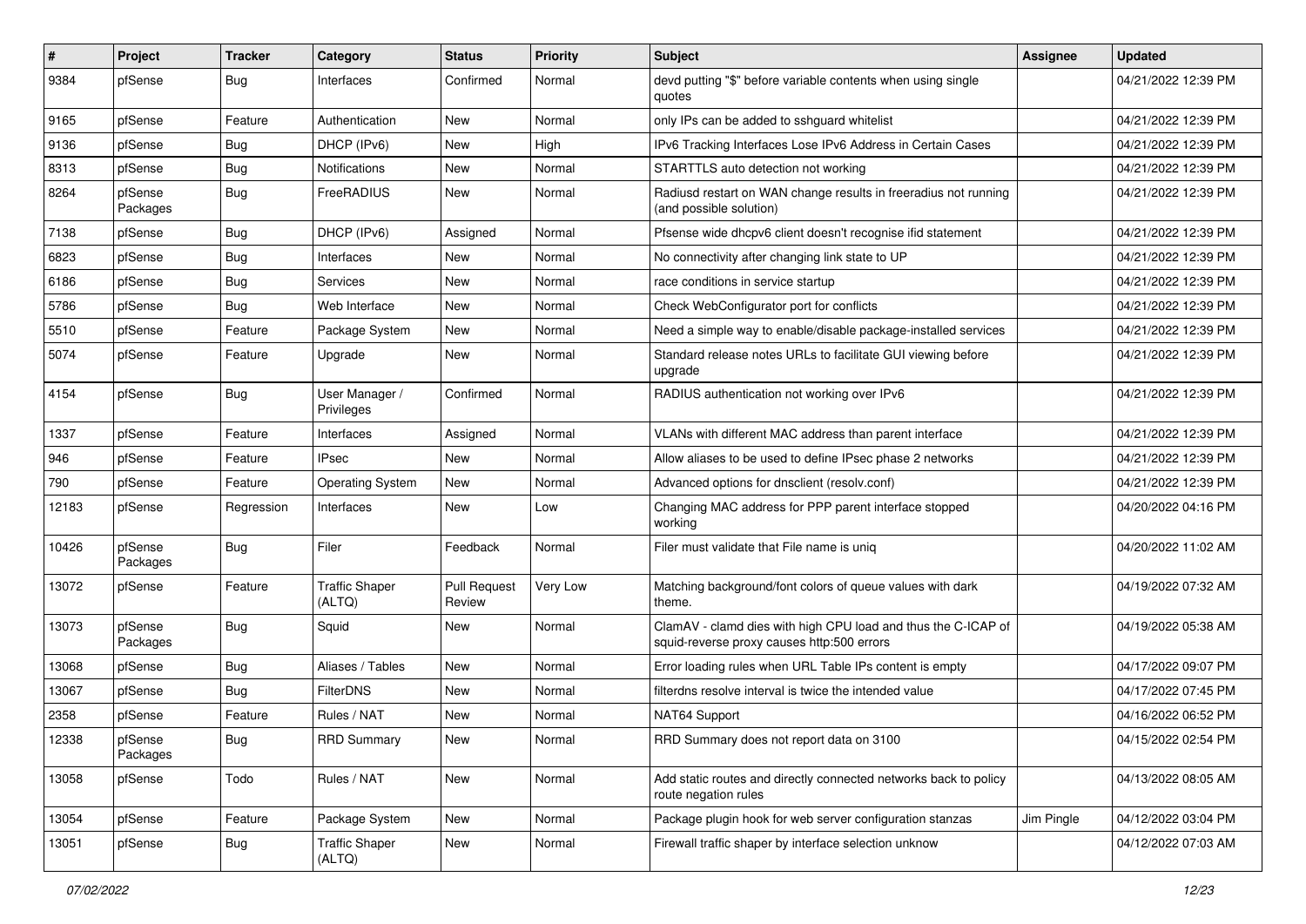| # | Project | Tracker | Category | Status | Priority | Subject | Assignee | Updated |
|---|---|---|---|---|---|---|---|---|
| 9384 | pfSense | Bug | Interfaces | Confirmed | Normal | devd putting "$" before variable contents when using single quotes | | 04/21/2022 12:39 PM |
| 9165 | pfSense | Feature | Authentication | New | Normal | only IPs can be added to sshguard whitelist | | 04/21/2022 12:39 PM |
| 9136 | pfSense | Bug | DHCP (IPv6) | New | High | IPv6 Tracking Interfaces Lose IPv6 Address in Certain Cases | | 04/21/2022 12:39 PM |
| 8313 | pfSense | Bug | Notifications | New | Normal | STARTTLS auto detection not working | | 04/21/2022 12:39 PM |
| 8264 | pfSense Packages | Bug | FreeRADIUS | New | Normal | Radiusd restart on WAN change results in freeradius not running (and possible solution) | | 04/21/2022 12:39 PM |
| 7138 | pfSense | Bug | DHCP (IPv6) | Assigned | Normal | Pfsense wide dhcpv6 client doesn't recognise ifid statement | | 04/21/2022 12:39 PM |
| 6823 | pfSense | Bug | Interfaces | New | Normal | No connectivity after changing link state to UP | | 04/21/2022 12:39 PM |
| 6186 | pfSense | Bug | Services | New | Normal | race conditions in service startup | | 04/21/2022 12:39 PM |
| 5786 | pfSense | Bug | Web Interface | New | Normal | Check WebConfigurator port for conflicts | | 04/21/2022 12:39 PM |
| 5510 | pfSense | Feature | Package System | New | Normal | Need a simple way to enable/disable package-installed services | | 04/21/2022 12:39 PM |
| 5074 | pfSense | Feature | Upgrade | New | Normal | Standard release notes URLs to facilitate GUI viewing before upgrade | | 04/21/2022 12:39 PM |
| 4154 | pfSense | Bug | User Manager / Privileges | Confirmed | Normal | RADIUS authentication not working over IPv6 | | 04/21/2022 12:39 PM |
| 1337 | pfSense | Feature | Interfaces | Assigned | Normal | VLANs with different MAC address than parent interface | | 04/21/2022 12:39 PM |
| 946 | pfSense | Feature | IPsec | New | Normal | Allow aliases to be used to define IPsec phase 2 networks | | 04/21/2022 12:39 PM |
| 790 | pfSense | Feature | Operating System | New | Normal | Advanced options for dnsclient (resolv.conf) | | 04/21/2022 12:39 PM |
| 12183 | pfSense | Regression | Interfaces | New | Low | Changing MAC address for PPP parent interface stopped working | | 04/20/2022 04:16 PM |
| 10426 | pfSense Packages | Bug | Filer | Feedback | Normal | Filer must validate that File name is uniq | | 04/20/2022 11:02 AM |
| 13072 | pfSense | Feature | Traffic Shaper (ALTQ) | Pull Request Review | Very Low | Matching background/font colors of queue values with dark theme. | | 04/19/2022 07:32 AM |
| 13073 | pfSense Packages | Bug | Squid | New | Normal | ClamAV - clamd dies with high CPU load and thus the C-ICAP of squid-reverse proxy causes http:500 errors | | 04/19/2022 05:38 AM |
| 13068 | pfSense | Bug | Aliases / Tables | New | Normal | Error loading rules when URL Table IPs content is empty | | 04/17/2022 09:07 PM |
| 13067 | pfSense | Bug | FilterDNS | New | Normal | filterdns resolve interval is twice the intended value | | 04/17/2022 07:45 PM |
| 2358 | pfSense | Feature | Rules / NAT | New | Normal | NAT64 Support | | 04/16/2022 06:52 PM |
| 12338 | pfSense Packages | Bug | RRD Summary | New | Normal | RRD Summary does not report data on 3100 | | 04/15/2022 02:54 PM |
| 13058 | pfSense | Todo | Rules / NAT | New | Normal | Add static routes and directly connected networks back to policy route negation rules | | 04/13/2022 08:05 AM |
| 13054 | pfSense | Feature | Package System | New | Normal | Package plugin hook for web server configuration stanzas | Jim Pingle | 04/12/2022 03:04 PM |
| 13051 | pfSense | Bug | Traffic Shaper (ALTQ) | New | Normal | Firewall traffic shaper by interface selection unknow | | 04/12/2022 07:03 AM |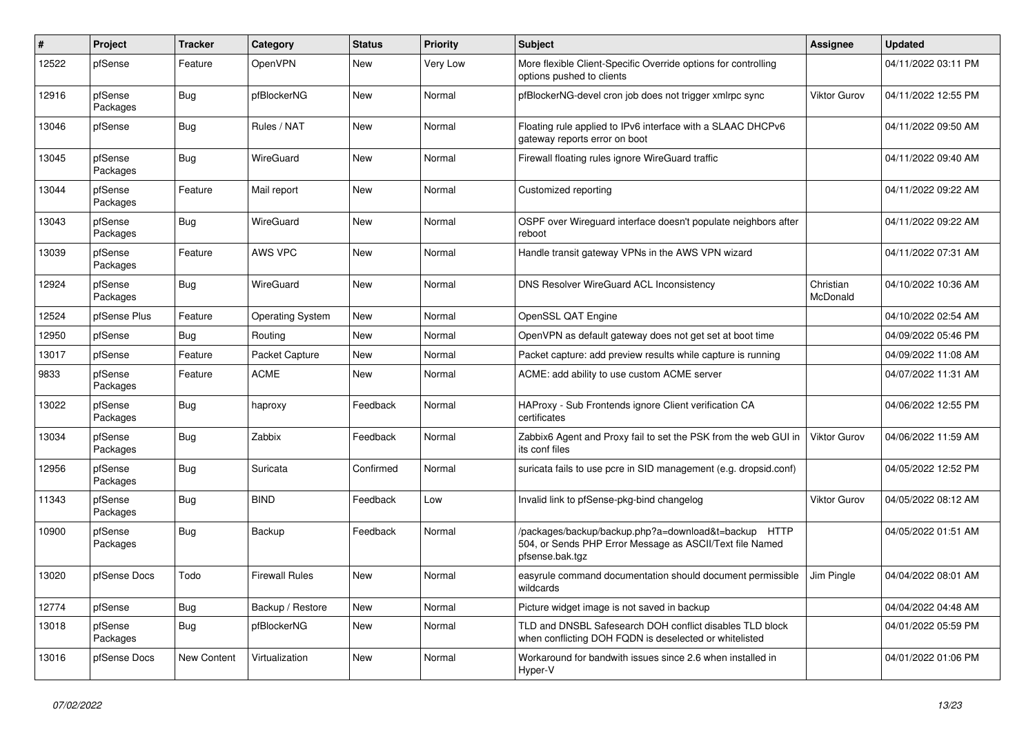| # | Project | Tracker | Category | Status | Priority | Subject | Assignee | Updated |
|---|---|---|---|---|---|---|---|---|
| 12522 | pfSense | Feature | OpenVPN | New | Very Low | More flexible Client-Specific Override options for controlling options pushed to clients | | 04/11/2022 03:11 PM |
| 12916 | pfSense Packages | Bug | pfBlockerNG | New | Normal | pfBlockerNG-devel cron job does not trigger xmlrpc sync | Viktor Gurov | 04/11/2022 12:55 PM |
| 13046 | pfSense | Bug | Rules / NAT | New | Normal | Floating rule applied to IPv6 interface with a SLAAC DHCPv6 gateway reports error on boot | | 04/11/2022 09:50 AM |
| 13045 | pfSense Packages | Bug | WireGuard | New | Normal | Firewall floating rules ignore WireGuard traffic | | 04/11/2022 09:40 AM |
| 13044 | pfSense Packages | Feature | Mail report | New | Normal | Customized reporting | | 04/11/2022 09:22 AM |
| 13043 | pfSense Packages | Bug | WireGuard | New | Normal | OSPF over Wireguard interface doesn't populate neighbors after reboot | | 04/11/2022 09:22 AM |
| 13039 | pfSense Packages | Feature | AWS VPC | New | Normal | Handle transit gateway VPNs in the AWS VPN wizard | | 04/11/2022 07:31 AM |
| 12924 | pfSense Packages | Bug | WireGuard | New | Normal | DNS Resolver WireGuard ACL Inconsistency | Christian McDonald | 04/10/2022 10:36 AM |
| 12524 | pfSense Plus | Feature | Operating System | New | Normal | OpenSSL QAT Engine | | 04/10/2022 02:54 AM |
| 12950 | pfSense | Bug | Routing | New | Normal | OpenVPN as default gateway does not get set at boot time | | 04/09/2022 05:46 PM |
| 13017 | pfSense | Feature | Packet Capture | New | Normal | Packet capture: add preview results while capture is running | | 04/09/2022 11:08 AM |
| 9833 | pfSense Packages | Feature | ACME | New | Normal | ACME: add ability to use custom ACME server | | 04/07/2022 11:31 AM |
| 13022 | pfSense Packages | Bug | haproxy | Feedback | Normal | HAProxy - Sub Frontends ignore Client verification CA certificates | | 04/06/2022 12:55 PM |
| 13034 | pfSense Packages | Bug | Zabbix | Feedback | Normal | Zabbix6 Agent and Proxy fail to set the PSK from the web GUI in its conf files | Viktor Gurov | 04/06/2022 11:59 AM |
| 12956 | pfSense Packages | Bug | Suricata | Confirmed | Normal | suricata fails to use pcre in SID management (e.g. dropsid.conf) | | 04/05/2022 12:52 PM |
| 11343 | pfSense Packages | Bug | BIND | Feedback | Low | Invalid link to pfSense-pkg-bind changelog | Viktor Gurov | 04/05/2022 08:12 AM |
| 10900 | pfSense Packages | Bug | Backup | Feedback | Normal | /packages/backup/backup.php?a=download&t=backup HTTP 504, or Sends PHP Error Message as ASCII/Text file Named pfsense.bak.tgz | | 04/05/2022 01:51 AM |
| 13020 | pfSense Docs | Todo | Firewall Rules | New | Normal | easyrule command documentation should document permissible wildcards | Jim Pingle | 04/04/2022 08:01 AM |
| 12774 | pfSense | Bug | Backup / Restore | New | Normal | Picture widget image is not saved in backup | | 04/04/2022 04:48 AM |
| 13018 | pfSense Packages | Bug | pfBlockerNG | New | Normal | TLD and DNSBL Safesearch DOH conflict disables TLD block when conflicting DOH FQDN is deselected or whitelisted | | 04/01/2022 05:59 PM |
| 13016 | pfSense Docs | New Content | Virtualization | New | Normal | Workaround for bandwith issues since 2.6 when installed in Hyper-V | | 04/01/2022 01:06 PM |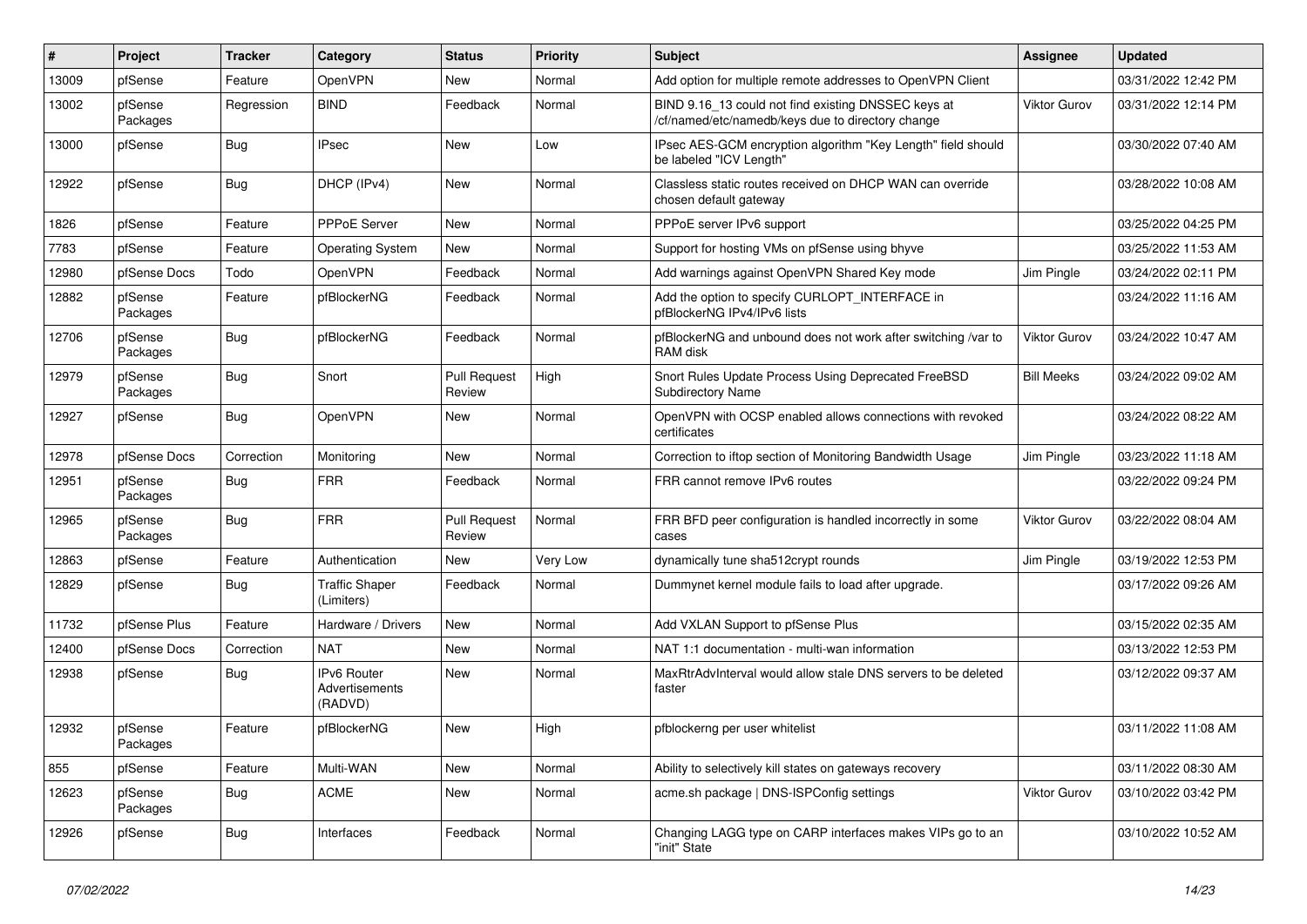| # | Project | Tracker | Category | Status | Priority | Subject | Assignee | Updated |
|---|---|---|---|---|---|---|---|---|
| 13009 | pfSense | Feature | OpenVPN | New | Normal | Add option for multiple remote addresses to OpenVPN Client | | 03/31/2022 12:42 PM |
| 13002 | pfSense Packages | Regression | BIND | Feedback | Normal | BIND 9.16_13 could not find existing DNSSEC keys at /cf/named/etc/namedb/keys due to directory change | Viktor Gurov | 03/31/2022 12:14 PM |
| 13000 | pfSense | Bug | IPsec | New | Low | IPsec AES-GCM encryption algorithm "Key Length" field should be labeled "ICV Length" | | 03/30/2022 07:40 AM |
| 12922 | pfSense | Bug | DHCP (IPv4) | New | Normal | Classless static routes received on DHCP WAN can override chosen default gateway | | 03/28/2022 10:08 AM |
| 1826 | pfSense | Feature | PPPoE Server | New | Normal | PPPoE server IPv6 support | | 03/25/2022 04:25 PM |
| 7783 | pfSense | Feature | Operating System | New | Normal | Support for hosting VMs on pfSense using bhyve | | 03/25/2022 11:53 AM |
| 12980 | pfSense Docs | Todo | OpenVPN | Feedback | Normal | Add warnings against OpenVPN Shared Key mode | Jim Pingle | 03/24/2022 02:11 PM |
| 12882 | pfSense Packages | Feature | pfBlockerNG | Feedback | Normal | Add the option to specify CURLOPT_INTERFACE in pfBlockerNG IPv4/IPv6 lists | | 03/24/2022 11:16 AM |
| 12706 | pfSense Packages | Bug | pfBlockerNG | Feedback | Normal | pfBlockerNG and unbound does not work after switching /var to RAM disk | Viktor Gurov | 03/24/2022 10:47 AM |
| 12979 | pfSense Packages | Bug | Snort | Pull Request Review | High | Snort Rules Update Process Using Deprecated FreeBSD Subdirectory Name | Bill Meeks | 03/24/2022 09:02 AM |
| 12927 | pfSense | Bug | OpenVPN | New | Normal | OpenVPN with OCSP enabled allows connections with revoked certificates | | 03/24/2022 08:22 AM |
| 12978 | pfSense Docs | Correction | Monitoring | New | Normal | Correction to iftop section of Monitoring Bandwidth Usage | Jim Pingle | 03/23/2022 11:18 AM |
| 12951 | pfSense Packages | Bug | FRR | Feedback | Normal | FRR cannot remove IPv6 routes | | 03/22/2022 09:24 PM |
| 12965 | pfSense Packages | Bug | FRR | Pull Request Review | Normal | FRR BFD peer configuration is handled incorrectly in some cases | Viktor Gurov | 03/22/2022 08:04 AM |
| 12863 | pfSense | Feature | Authentication | New | Very Low | dynamically tune sha512crypt rounds | Jim Pingle | 03/19/2022 12:53 PM |
| 12829 | pfSense | Bug | Traffic Shaper (Limiters) | Feedback | Normal | Dummynet kernel module fails to load after upgrade. | | 03/17/2022 09:26 AM |
| 11732 | pfSense Plus | Feature | Hardware / Drivers | New | Normal | Add VXLAN Support to pfSense Plus | | 03/15/2022 02:35 AM |
| 12400 | pfSense Docs | Correction | NAT | New | Normal | NAT 1:1 documentation - multi-wan information | | 03/13/2022 12:53 PM |
| 12938 | pfSense | Bug | IPv6 Router Advertisements (RADVD) | New | Normal | MaxRtrAdvInterval would allow stale DNS servers to be deleted faster | | 03/12/2022 09:37 AM |
| 12932 | pfSense Packages | Feature | pfBlockerNG | New | High | pfblockerng per user whitelist | | 03/11/2022 11:08 AM |
| 855 | pfSense | Feature | Multi-WAN | New | Normal | Ability to selectively kill states on gateways recovery | | 03/11/2022 08:30 AM |
| 12623 | pfSense Packages | Bug | ACME | New | Normal | acme.sh package \| DNS-ISPConfig settings | Viktor Gurov | 03/10/2022 03:42 PM |
| 12926 | pfSense | Bug | Interfaces | Feedback | Normal | Changing LAGG type on CARP interfaces makes VIPs go to an "init" State | | 03/10/2022 10:52 AM |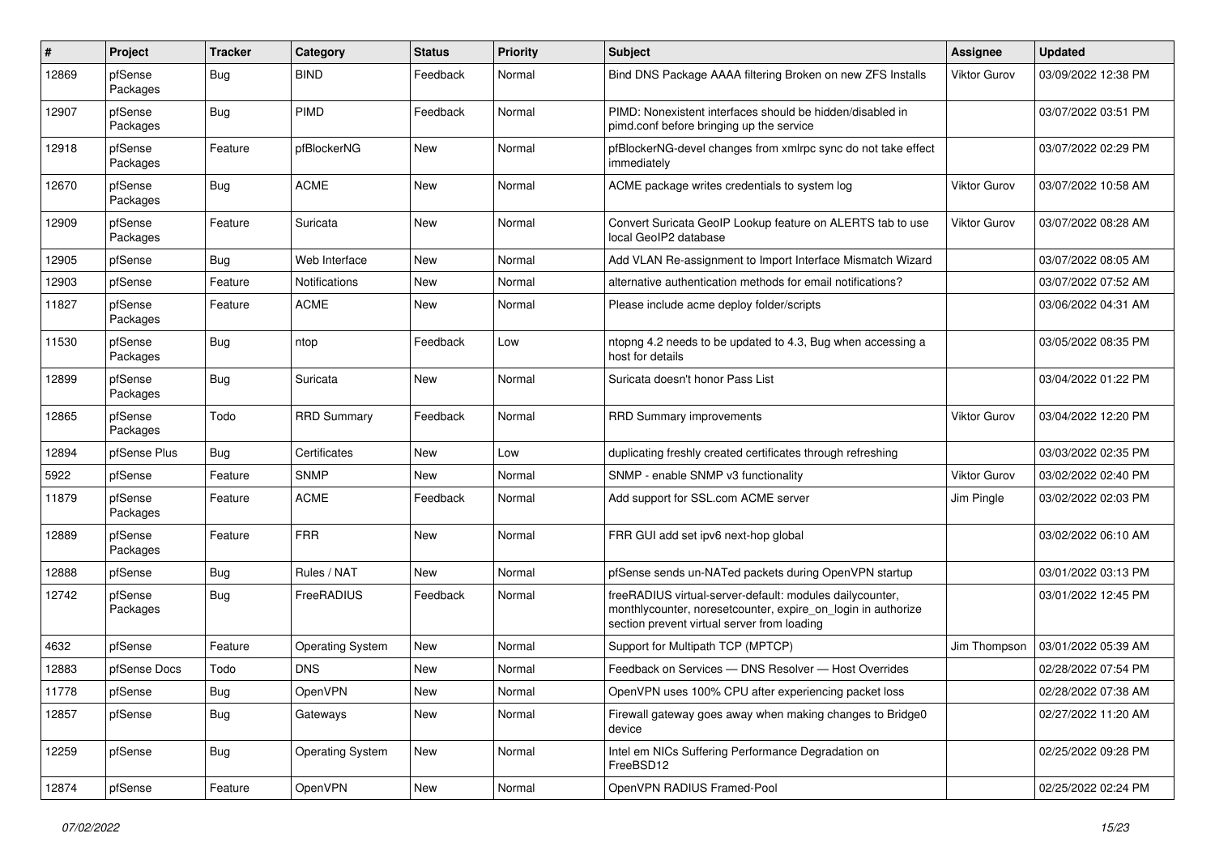| # | Project | Tracker | Category | Status | Priority | Subject | Assignee | Updated |
|---|---|---|---|---|---|---|---|---|
| 12869 | pfSense Packages | Bug | BIND | Feedback | Normal | Bind DNS Package AAAA filtering Broken on new ZFS Installs | Viktor Gurov | 03/09/2022 12:38 PM |
| 12907 | pfSense Packages | Bug | PIMD | Feedback | Normal | PIMD: Nonexistent interfaces should be hidden/disabled in pimd.conf before bringing up the service | | 03/07/2022 03:51 PM |
| 12918 | pfSense Packages | Feature | pfBlockerNG | New | Normal | pfBlockerNG-devel changes from xmlrpc sync do not take effect immediately | | 03/07/2022 02:29 PM |
| 12670 | pfSense Packages | Bug | ACME | New | Normal | ACME package writes credentials to system log | Viktor Gurov | 03/07/2022 10:58 AM |
| 12909 | pfSense Packages | Feature | Suricata | New | Normal | Convert Suricata GeoIP Lookup feature on ALERTS tab to use local GeoIP2 database | Viktor Gurov | 03/07/2022 08:28 AM |
| 12905 | pfSense | Bug | Web Interface | New | Normal | Add VLAN Re-assignment to Import Interface Mismatch Wizard | | 03/07/2022 08:05 AM |
| 12903 | pfSense | Feature | Notifications | New | Normal | alternative authentication methods for email notifications? | | 03/07/2022 07:52 AM |
| 11827 | pfSense Packages | Feature | ACME | New | Normal | Please include acme deploy folder/scripts | | 03/06/2022 04:31 AM |
| 11530 | pfSense Packages | Bug | ntop | Feedback | Low | ntopng 4.2 needs to be updated to 4.3, Bug when accessing a host for details | | 03/05/2022 08:35 PM |
| 12899 | pfSense Packages | Bug | Suricata | New | Normal | Suricata doesn't honor Pass List | | 03/04/2022 01:22 PM |
| 12865 | pfSense Packages | Todo | RRD Summary | Feedback | Normal | RRD Summary improvements | Viktor Gurov | 03/04/2022 12:20 PM |
| 12894 | pfSense Plus | Bug | Certificates | New | Low | duplicating freshly created certificates through refreshing | | 03/03/2022 02:35 PM |
| 5922 | pfSense | Feature | SNMP | New | Normal | SNMP - enable SNMP v3 functionality | Viktor Gurov | 03/02/2022 02:40 PM |
| 11879 | pfSense Packages | Feature | ACME | Feedback | Normal | Add support for SSL.com ACME server | Jim Pingle | 03/02/2022 02:03 PM |
| 12889 | pfSense Packages | Feature | FRR | New | Normal | FRR GUI add set ipv6 next-hop global | | 03/02/2022 06:10 AM |
| 12888 | pfSense | Bug | Rules / NAT | New | Normal | pfSense sends un-NATed packets during OpenVPN startup | | 03/01/2022 03:13 PM |
| 12742 | pfSense Packages | Bug | FreeRADIUS | Feedback | Normal | freeRADIUS virtual-server-default: modules dailycounter, monthlycounter, noresetcounter, expire_on_login in authorize section prevent virtual server from loading | | 03/01/2022 12:45 PM |
| 4632 | pfSense | Feature | Operating System | New | Normal | Support for Multipath TCP (MPTCP) | Jim Thompson | 03/01/2022 05:39 AM |
| 12883 | pfSense Docs | Todo | DNS | New | Normal | Feedback on Services — DNS Resolver — Host Overrides | | 02/28/2022 07:54 PM |
| 11778 | pfSense | Bug | OpenVPN | New | Normal | OpenVPN uses 100% CPU after experiencing packet loss | | 02/28/2022 07:38 AM |
| 12857 | pfSense | Bug | Gateways | New | Normal | Firewall gateway goes away when making changes to Bridge0 device | | 02/27/2022 11:20 AM |
| 12259 | pfSense | Bug | Operating System | New | Normal | Intel em NICs Suffering Performance Degradation on FreeBSD12 | | 02/25/2022 09:28 PM |
| 12874 | pfSense | Feature | OpenVPN | New | Normal | OpenVPN RADIUS Framed-Pool | | 02/25/2022 02:24 PM |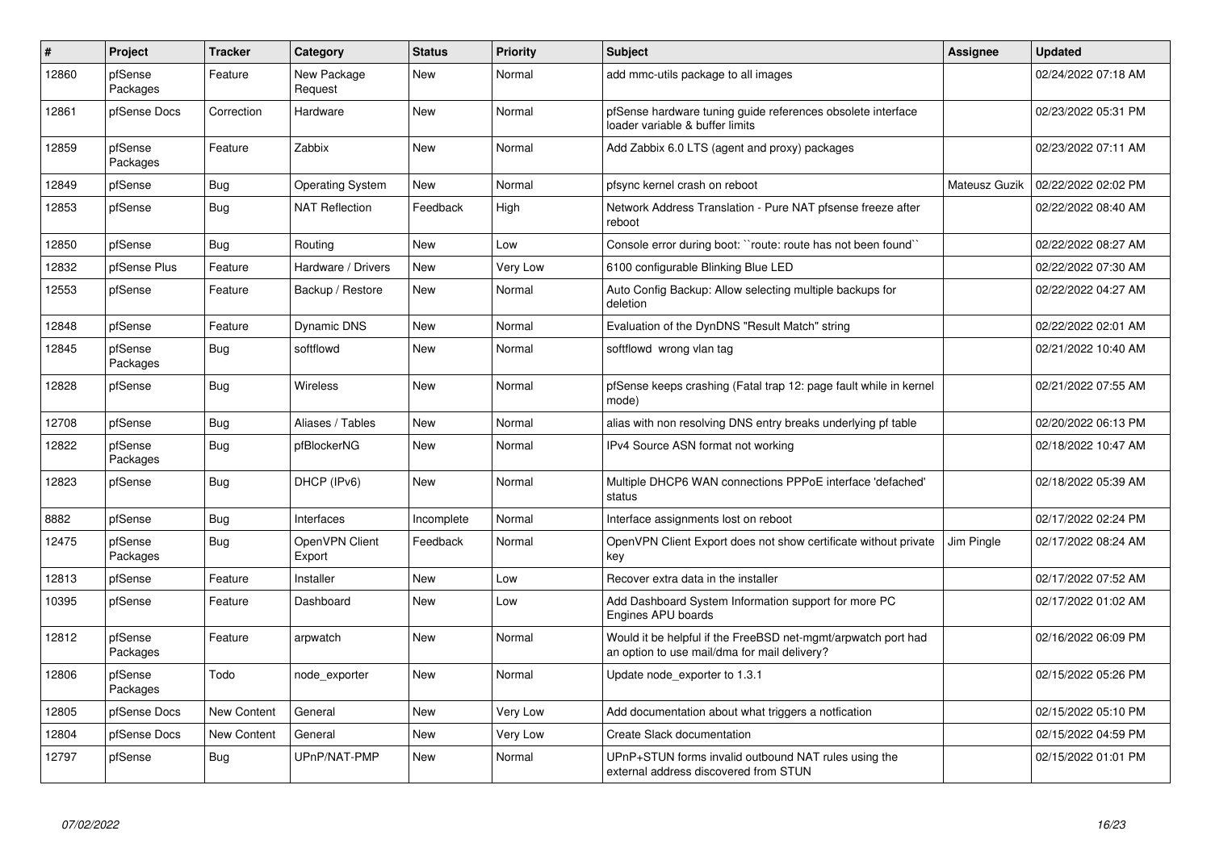| # | Project | Tracker | Category | Status | Priority | Subject | Assignee | Updated |
|---|---|---|---|---|---|---|---|---|
| 12860 | pfSense Packages | Feature | New Package Request | New | Normal | add mmc-utils package to all images | | 02/24/2022 07:18 AM |
| 12861 | pfSense Docs | Correction | Hardware | New | Normal | pfSense hardware tuning guide references obsolete interface loader variable & buffer limits | | 02/23/2022 05:31 PM |
| 12859 | pfSense Packages | Feature | Zabbix | New | Normal | Add Zabbix 6.0 LTS (agent and proxy) packages | | 02/23/2022 07:11 AM |
| 12849 | pfSense | Bug | Operating System | New | Normal | pfsync kernel crash on reboot | Mateusz Guzik | 02/22/2022 02:02 PM |
| 12853 | pfSense | Bug | NAT Reflection | Feedback | High | Network Address Translation - Pure NAT pfsense freeze after reboot | | 02/22/2022 08:40 AM |
| 12850 | pfSense | Bug | Routing | New | Low | Console error during boot: ``route: route has not been found`` | | 02/22/2022 08:27 AM |
| 12832 | pfSense Plus | Feature | Hardware / Drivers | New | Very Low | 6100 configurable Blinking Blue LED | | 02/22/2022 07:30 AM |
| 12553 | pfSense | Feature | Backup / Restore | New | Normal | Auto Config Backup: Allow selecting multiple backups for deletion | | 02/22/2022 04:27 AM |
| 12848 | pfSense | Feature | Dynamic DNS | New | Normal | Evaluation of the DynDNS "Result Match" string | | 02/22/2022 02:01 AM |
| 12845 | pfSense Packages | Bug | softflowd | New | Normal | softflowd wrong vlan tag | | 02/21/2022 10:40 AM |
| 12828 | pfSense | Bug | Wireless | New | Normal | pfSense keeps crashing (Fatal trap 12: page fault while in kernel mode) | | 02/21/2022 07:55 AM |
| 12708 | pfSense | Bug | Aliases / Tables | New | Normal | alias with non resolving DNS entry breaks underlying pf table | | 02/20/2022 06:13 PM |
| 12822 | pfSense Packages | Bug | pfBlockerNG | New | Normal | IPv4 Source ASN format not working | | 02/18/2022 10:47 AM |
| 12823 | pfSense | Bug | DHCP (IPv6) | New | Normal | Multiple DHCP6 WAN connections PPPoE interface 'defached' status | | 02/18/2022 05:39 AM |
| 8882 | pfSense | Bug | Interfaces | Incomplete | Normal | Interface assignments lost on reboot | | 02/17/2022 02:24 PM |
| 12475 | pfSense Packages | Bug | OpenVPN Client Export | Feedback | Normal | OpenVPN Client Export does not show certificate without private key | Jim Pingle | 02/17/2022 08:24 AM |
| 12813 | pfSense | Feature | Installer | New | Low | Recover extra data in the installer | | 02/17/2022 07:52 AM |
| 10395 | pfSense | Feature | Dashboard | New | Low | Add Dashboard System Information support for more PC Engines APU boards | | 02/17/2022 01:02 AM |
| 12812 | pfSense Packages | Feature | arpwatch | New | Normal | Would it be helpful if the FreeBSD net-mgmt/arpwatch port had an option to use mail/dma for mail delivery? | | 02/16/2022 06:09 PM |
| 12806 | pfSense Packages | Todo | node_exporter | New | Normal | Update node_exporter to 1.3.1 | | 02/15/2022 05:26 PM |
| 12805 | pfSense Docs | New Content | General | New | Very Low | Add documentation about what triggers a notfication | | 02/15/2022 05:10 PM |
| 12804 | pfSense Docs | New Content | General | New | Very Low | Create Slack documentation | | 02/15/2022 04:59 PM |
| 12797 | pfSense | Bug | UPnP/NAT-PMP | New | Normal | UPnP+STUN forms invalid outbound NAT rules using the external address discovered from STUN | | 02/15/2022 01:01 PM |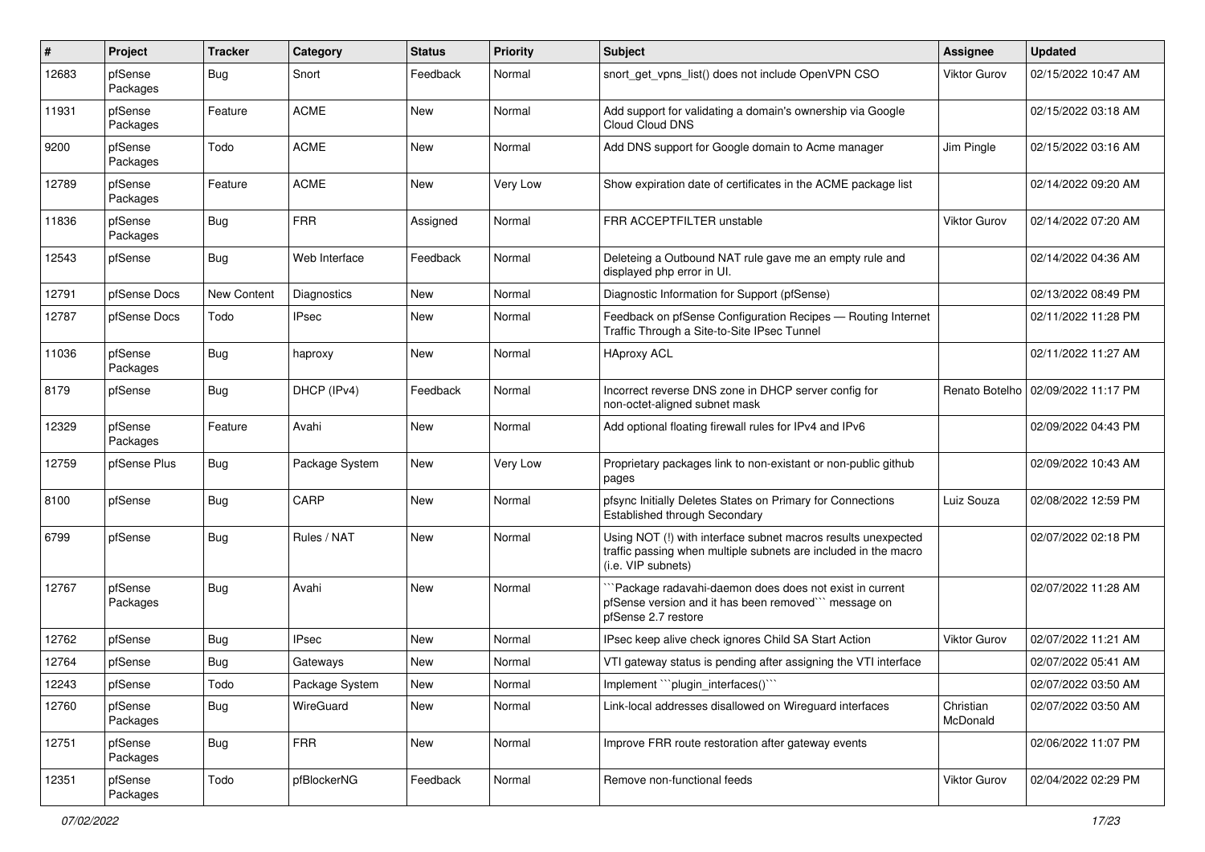| # | Project | Tracker | Category | Status | Priority | Subject | Assignee | Updated |
|---|---|---|---|---|---|---|---|---|
| 12683 | pfSense Packages | Bug | Snort | Feedback | Normal | snort_get_vpns_list() does not include OpenVPN CSO | Viktor Gurov | 02/15/2022 10:47 AM |
| 11931 | pfSense Packages | Feature | ACME | New | Normal | Add support for validating a domain's ownership via Google Cloud Cloud DNS | | 02/15/2022 03:18 AM |
| 9200 | pfSense Packages | Todo | ACME | New | Normal | Add DNS support for Google domain to Acme manager | Jim Pingle | 02/15/2022 03:16 AM |
| 12789 | pfSense Packages | Feature | ACME | New | Very Low | Show expiration date of certificates in the ACME package list | | 02/14/2022 09:20 AM |
| 11836 | pfSense Packages | Bug | FRR | Assigned | Normal | FRR ACCEPTFILTER unstable | Viktor Gurov | 02/14/2022 07:20 AM |
| 12543 | pfSense | Bug | Web Interface | Feedback | Normal | Deleteing a Outbound NAT rule gave me an empty rule and displayed php error in UI. | | 02/14/2022 04:36 AM |
| 12791 | pfSense Docs | New Content | Diagnostics | New | Normal | Diagnostic Information for Support (pfSense) | | 02/13/2022 08:49 PM |
| 12787 | pfSense Docs | Todo | IPsec | New | Normal | Feedback on pfSense Configuration Recipes — Routing Internet Traffic Through a Site-to-Site IPsec Tunnel | | 02/11/2022 11:28 PM |
| 11036 | pfSense Packages | Bug | haproxy | New | Normal | HAproxy ACL | | 02/11/2022 11:27 AM |
| 8179 | pfSense | Bug | DHCP (IPv4) | Feedback | Normal | Incorrect reverse DNS zone in DHCP server config for non-octet-aligned subnet mask | Renato Botelho | 02/09/2022 11:17 PM |
| 12329 | pfSense Packages | Feature | Avahi | New | Normal | Add optional floating firewall rules for IPv4 and IPv6 | | 02/09/2022 04:43 PM |
| 12759 | pfSense Plus | Bug | Package System | New | Very Low | Proprietary packages link to non-existant or non-public github pages | | 02/09/2022 10:43 AM |
| 8100 | pfSense | Bug | CARP | New | Normal | pfsync Initially Deletes States on Primary for Connections Established through Secondary | Luiz Souza | 02/08/2022 12:59 PM |
| 6799 | pfSense | Bug | Rules / NAT | New | Normal | Using NOT (!) with interface subnet macros results unexpected traffic passing when multiple subnets are included in the macro (i.e. VIP subnets) | | 02/07/2022 02:18 PM |
| 12767 | pfSense Packages | Bug | Avahi | New | Normal | ```Package radavahi-daemon does does not exist in current pfSense version and it has been removed``` message on pfSense 2.7 restore | | 02/07/2022 11:28 AM |
| 12762 | pfSense | Bug | IPsec | New | Normal | IPsec keep alive check ignores Child SA Start Action | Viktor Gurov | 02/07/2022 11:21 AM |
| 12764 | pfSense | Bug | Gateways | New | Normal | VTI gateway status is pending after assigning the VTI interface | | 02/07/2022 05:41 AM |
| 12243 | pfSense | Todo | Package System | New | Normal | Implement ```plugin_interfaces()``` | | 02/07/2022 03:50 AM |
| 12760 | pfSense Packages | Bug | WireGuard | New | Normal | Link-local addresses disallowed on Wireguard interfaces | Christian McDonald | 02/07/2022 03:50 AM |
| 12751 | pfSense Packages | Bug | FRR | New | Normal | Improve FRR route restoration after gateway events | | 02/06/2022 11:07 PM |
| 12351 | pfSense Packages | Todo | pfBlockerNG | Feedback | Normal | Remove non-functional feeds | Viktor Gurov | 02/04/2022 02:29 PM |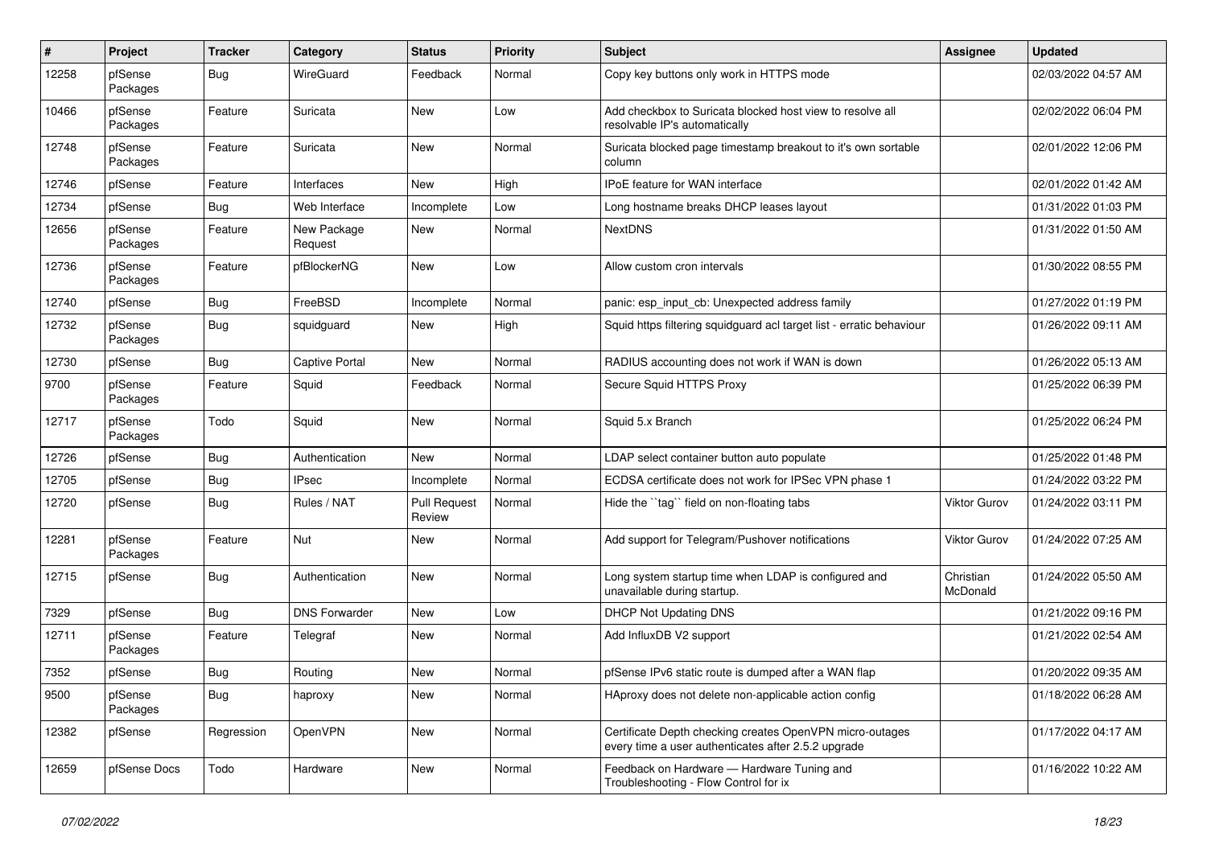| # | Project | Tracker | Category | Status | Priority | Subject | Assignee | Updated |
|---|---|---|---|---|---|---|---|---|
| 12258 | pfSense Packages | Bug | WireGuard | Feedback | Normal | Copy key buttons only work in HTTPS mode | | 02/03/2022 04:57 AM |
| 10466 | pfSense Packages | Feature | Suricata | New | Low | Add checkbox to Suricata blocked host view to resolve all resolvable IP's automatically | | 02/02/2022 06:04 PM |
| 12748 | pfSense Packages | Feature | Suricata | New | Normal | Suricata blocked page timestamp breakout to it's own sortable column | | 02/01/2022 12:06 PM |
| 12746 | pfSense | Feature | Interfaces | New | High | IPoE feature for WAN interface | | 02/01/2022 01:42 AM |
| 12734 | pfSense | Bug | Web Interface | Incomplete | Low | Long hostname breaks DHCP leases layout | | 01/31/2022 01:03 PM |
| 12656 | pfSense Packages | Feature | New Package Request | New | Normal | NextDNS | | 01/31/2022 01:50 AM |
| 12736 | pfSense Packages | Feature | pfBlockerNG | New | Low | Allow custom cron intervals | | 01/30/2022 08:55 PM |
| 12740 | pfSense | Bug | FreeBSD | Incomplete | Normal | panic: esp_input_cb: Unexpected address family | | 01/27/2022 01:19 PM |
| 12732 | pfSense Packages | Bug | squidguard | New | High | Squid https filtering squidguard acl target list - erratic behaviour | | 01/26/2022 09:11 AM |
| 12730 | pfSense | Bug | Captive Portal | New | Normal | RADIUS accounting does not work if WAN is down | | 01/26/2022 05:13 AM |
| 9700 | pfSense Packages | Feature | Squid | Feedback | Normal | Secure Squid HTTPS Proxy | | 01/25/2022 06:39 PM |
| 12717 | pfSense Packages | Todo | Squid | New | Normal | Squid 5.x Branch | | 01/25/2022 06:24 PM |
| 12726 | pfSense | Bug | Authentication | New | Normal | LDAP select container button auto populate | | 01/25/2022 01:48 PM |
| 12705 | pfSense | Bug | IPsec | Incomplete | Normal | ECDSA certificate does not work for IPSec VPN phase 1 | | 01/24/2022 03:22 PM |
| 12720 | pfSense | Bug | Rules / NAT | Pull Request Review | Normal | Hide the ``tag`` field on non-floating tabs | Viktor Gurov | 01/24/2022 03:11 PM |
| 12281 | pfSense Packages | Feature | Nut | New | Normal | Add support for Telegram/Pushover notifications | Viktor Gurov | 01/24/2022 07:25 AM |
| 12715 | pfSense | Bug | Authentication | New | Normal | Long system startup time when LDAP is configured and unavailable during startup. | Christian McDonald | 01/24/2022 05:50 AM |
| 7329 | pfSense | Bug | DNS Forwarder | New | Low | DHCP Not Updating DNS | | 01/21/2022 09:16 PM |
| 12711 | pfSense Packages | Feature | Telegraf | New | Normal | Add InfluxDB V2 support | | 01/21/2022 02:54 AM |
| 7352 | pfSense | Bug | Routing | New | Normal | pfSense IPv6 static route is dumped after a WAN flap | | 01/20/2022 09:35 AM |
| 9500 | pfSense Packages | Bug | haproxy | New | Normal | HAproxy does not delete non-applicable action config | | 01/18/2022 06:28 AM |
| 12382 | pfSense | Regression | OpenVPN | New | Normal | Certificate Depth checking creates OpenVPN micro-outages every time a user authenticates after 2.5.2 upgrade | | 01/17/2022 04:17 AM |
| 12659 | pfSense Docs | Todo | Hardware | New | Normal | Feedback on Hardware — Hardware Tuning and Troubleshooting - Flow Control for ix | | 01/16/2022 10:22 AM |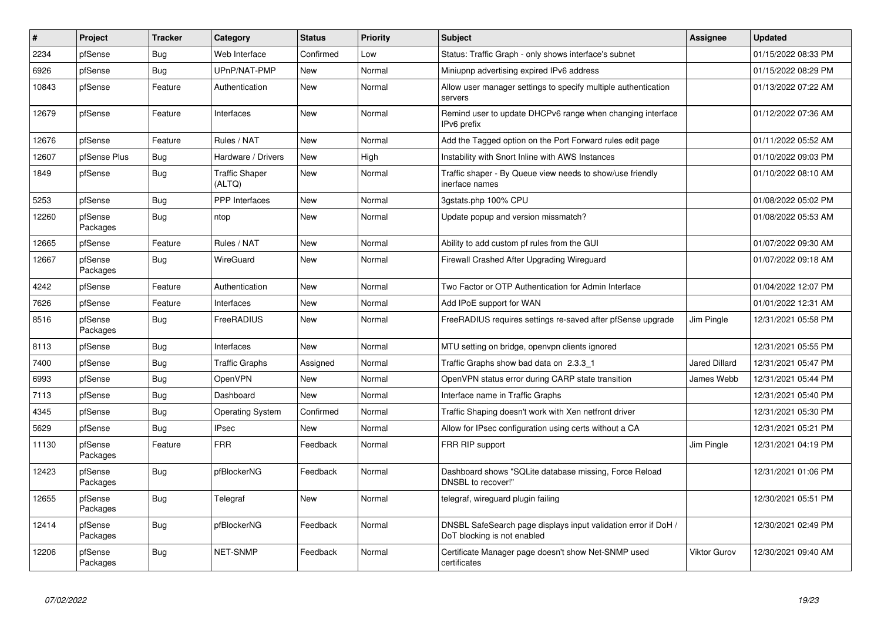| # | Project | Tracker | Category | Status | Priority | Subject | Assignee | Updated |
|---|---|---|---|---|---|---|---|---|
| 2234 | pfSense | Bug | Web Interface | Confirmed | Low | Status: Traffic Graph - only shows interface's subnet | | 01/15/2022 08:33 PM |
| 6926 | pfSense | Bug | UPnP/NAT-PMP | New | Normal | Miniupnp advertising expired IPv6 address | | 01/15/2022 08:29 PM |
| 10843 | pfSense | Feature | Authentication | New | Normal | Allow user manager settings to specify multiple authentication servers | | 01/13/2022 07:22 AM |
| 12679 | pfSense | Feature | Interfaces | New | Normal | Remind user to update DHCPv6 range when changing interface IPv6 prefix | | 01/12/2022 07:36 AM |
| 12676 | pfSense | Feature | Rules / NAT | New | Normal | Add the Tagged option on the Port Forward rules edit page | | 01/11/2022 05:52 AM |
| 12607 | pfSense Plus | Bug | Hardware / Drivers | New | High | Instability with Snort Inline with AWS Instances | | 01/10/2022 09:03 PM |
| 1849 | pfSense | Bug | Traffic Shaper (ALTQ) | New | Normal | Traffic shaper - By Queue view needs to show/use friendly inerface names | | 01/10/2022 08:10 AM |
| 5253 | pfSense | Bug | PPP Interfaces | New | Normal | 3gstats.php 100% CPU | | 01/08/2022 05:02 PM |
| 12260 | pfSense Packages | Bug | ntop | New | Normal | Update popup and version missmatch? | | 01/08/2022 05:53 AM |
| 12665 | pfSense | Feature | Rules / NAT | New | Normal | Ability to add custom pf rules from the GUI | | 01/07/2022 09:30 AM |
| 12667 | pfSense Packages | Bug | WireGuard | New | Normal | Firewall Crashed After Upgrading Wireguard | | 01/07/2022 09:18 AM |
| 4242 | pfSense | Feature | Authentication | New | Normal | Two Factor or OTP Authentication for Admin Interface | | 01/04/2022 12:07 PM |
| 7626 | pfSense | Feature | Interfaces | New | Normal | Add IPoE support for WAN | | 01/01/2022 12:31 AM |
| 8516 | pfSense Packages | Bug | FreeRADIUS | New | Normal | FreeRADIUS requires settings re-saved after pfSense upgrade | Jim Pingle | 12/31/2021 05:58 PM |
| 8113 | pfSense | Bug | Interfaces | New | Normal | MTU setting on bridge, openvpn clients ignored | | 12/31/2021 05:55 PM |
| 7400 | pfSense | Bug | Traffic Graphs | Assigned | Normal | Traffic Graphs show bad data on 2.3.3_1 | Jared Dillard | 12/31/2021 05:47 PM |
| 6993 | pfSense | Bug | OpenVPN | New | Normal | OpenVPN status error during CARP state transition | James Webb | 12/31/2021 05:44 PM |
| 7113 | pfSense | Bug | Dashboard | New | Normal | Interface name in Traffic Graphs | | 12/31/2021 05:40 PM |
| 4345 | pfSense | Bug | Operating System | Confirmed | Normal | Traffic Shaping doesn't work with Xen netfront driver | | 12/31/2021 05:30 PM |
| 5629 | pfSense | Bug | IPsec | New | Normal | Allow for IPsec configuration using certs without a CA | | 12/31/2021 05:21 PM |
| 11130 | pfSense Packages | Feature | FRR | Feedback | Normal | FRR RIP support | Jim Pingle | 12/31/2021 04:19 PM |
| 12423 | pfSense Packages | Bug | pfBlockerNG | Feedback | Normal | Dashboard shows "SQLite database missing, Force Reload DNSBL to recover!" | | 12/31/2021 01:06 PM |
| 12655 | pfSense Packages | Bug | Telegraf | New | Normal | telegraf, wireguard plugin failing | | 12/30/2021 05:51 PM |
| 12414 | pfSense Packages | Bug | pfBlockerNG | Feedback | Normal | DNSBL SafeSearch page displays input validation error if DoH / DoT blocking is not enabled | | 12/30/2021 02:49 PM |
| 12206 | pfSense Packages | Bug | NET-SNMP | Feedback | Normal | Certificate Manager page doesn't show Net-SNMP used certificates | Viktor Gurov | 12/30/2021 09:40 AM |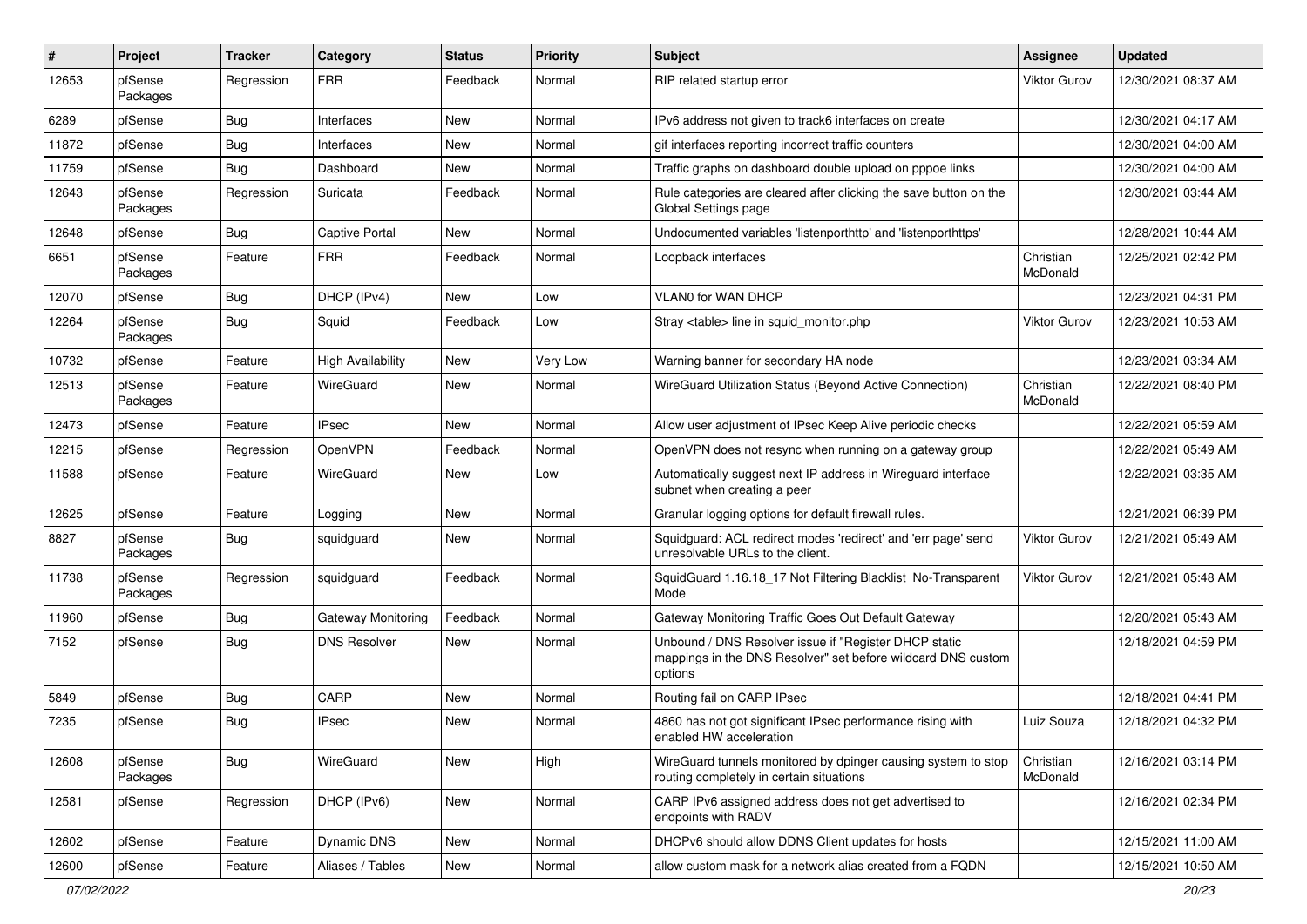| # | Project | Tracker | Category | Status | Priority | Subject | Assignee | Updated |
|---|---|---|---|---|---|---|---|---|
| 12653 | pfSense Packages | Regression | FRR | Feedback | Normal | RIP related startup error | Viktor Gurov | 12/30/2021 08:37 AM |
| 6289 | pfSense | Bug | Interfaces | New | Normal | IPv6 address not given to track6 interfaces on create | | 12/30/2021 04:17 AM |
| 11872 | pfSense | Bug | Interfaces | New | Normal | gif interfaces reporting incorrect traffic counters | | 12/30/2021 04:00 AM |
| 11759 | pfSense | Bug | Dashboard | New | Normal | Traffic graphs on dashboard double upload on pppoe links | | 12/30/2021 04:00 AM |
| 12643 | pfSense Packages | Regression | Suricata | Feedback | Normal | Rule categories are cleared after clicking the save button on the Global Settings page | | 12/30/2021 03:44 AM |
| 12648 | pfSense | Bug | Captive Portal | New | Normal | Undocumented variables 'listenporthttp' and 'listenporthttps' | | 12/28/2021 10:44 AM |
| 6651 | pfSense Packages | Feature | FRR | Feedback | Normal | Loopback interfaces | Christian McDonald | 12/25/2021 02:42 PM |
| 12070 | pfSense | Bug | DHCP (IPv4) | New | Low | VLAN0 for WAN DHCP | | 12/23/2021 04:31 PM |
| 12264 | pfSense Packages | Bug | Squid | Feedback | Low | Stray <table> line in squid_monitor.php | Viktor Gurov | 12/23/2021 10:53 AM |
| 10732 | pfSense | Feature | High Availability | New | Very Low | Warning banner for secondary HA node | | 12/23/2021 03:34 AM |
| 12513 | pfSense Packages | Feature | WireGuard | New | Normal | WireGuard Utilization Status (Beyond Active Connection) | Christian McDonald | 12/22/2021 08:40 PM |
| 12473 | pfSense | Feature | IPsec | New | Normal | Allow user adjustment of IPsec Keep Alive periodic checks | | 12/22/2021 05:59 AM |
| 12215 | pfSense | Regression | OpenVPN | Feedback | Normal | OpenVPN does not resync when running on a gateway group | | 12/22/2021 05:49 AM |
| 11588 | pfSense | Feature | WireGuard | New | Low | Automatically suggest next IP address in Wireguard interface subnet when creating a peer | | 12/22/2021 03:35 AM |
| 12625 | pfSense | Feature | Logging | New | Normal | Granular logging options for default firewall rules. | | 12/21/2021 06:39 PM |
| 8827 | pfSense Packages | Bug | squidguard | New | Normal | Squidguard: ACL redirect modes 'redirect' and 'err page' send unresolvable URLs to the client. | Viktor Gurov | 12/21/2021 05:49 AM |
| 11738 | pfSense Packages | Regression | squidguard | Feedback | Normal | SquidGuard 1.16.18_17 Not Filtering Blacklist No-Transparent Mode | Viktor Gurov | 12/21/2021 05:48 AM |
| 11960 | pfSense | Bug | Gateway Monitoring | Feedback | Normal | Gateway Monitoring Traffic Goes Out Default Gateway | | 12/20/2021 05:43 AM |
| 7152 | pfSense | Bug | DNS Resolver | New | Normal | Unbound / DNS Resolver issue if "Register DHCP static mappings in the DNS Resolver" set before wildcard DNS custom options | | 12/18/2021 04:59 PM |
| 5849 | pfSense | Bug | CARP | New | Normal | Routing fail on CARP IPsec | | 12/18/2021 04:41 PM |
| 7235 | pfSense | Bug | IPsec | New | Normal | 4860 has not got significant IPsec performance rising with enabled HW acceleration | Luiz Souza | 12/18/2021 04:32 PM |
| 12608 | pfSense Packages | Bug | WireGuard | New | High | WireGuard tunnels monitored by dpinger causing system to stop routing completely in certain situations | Christian McDonald | 12/16/2021 03:14 PM |
| 12581 | pfSense | Regression | DHCP (IPv6) | New | Normal | CARP IPv6 assigned address does not get advertised to endpoints with RADV | | 12/16/2021 02:34 PM |
| 12602 | pfSense | Feature | Dynamic DNS | New | Normal | DHCPv6 should allow DDNS Client updates for hosts | | 12/15/2021 11:00 AM |
| 12600 | pfSense | Feature | Aliases / Tables | New | Normal | allow custom mask for a network alias created from a FQDN | | 12/15/2021 10:50 AM |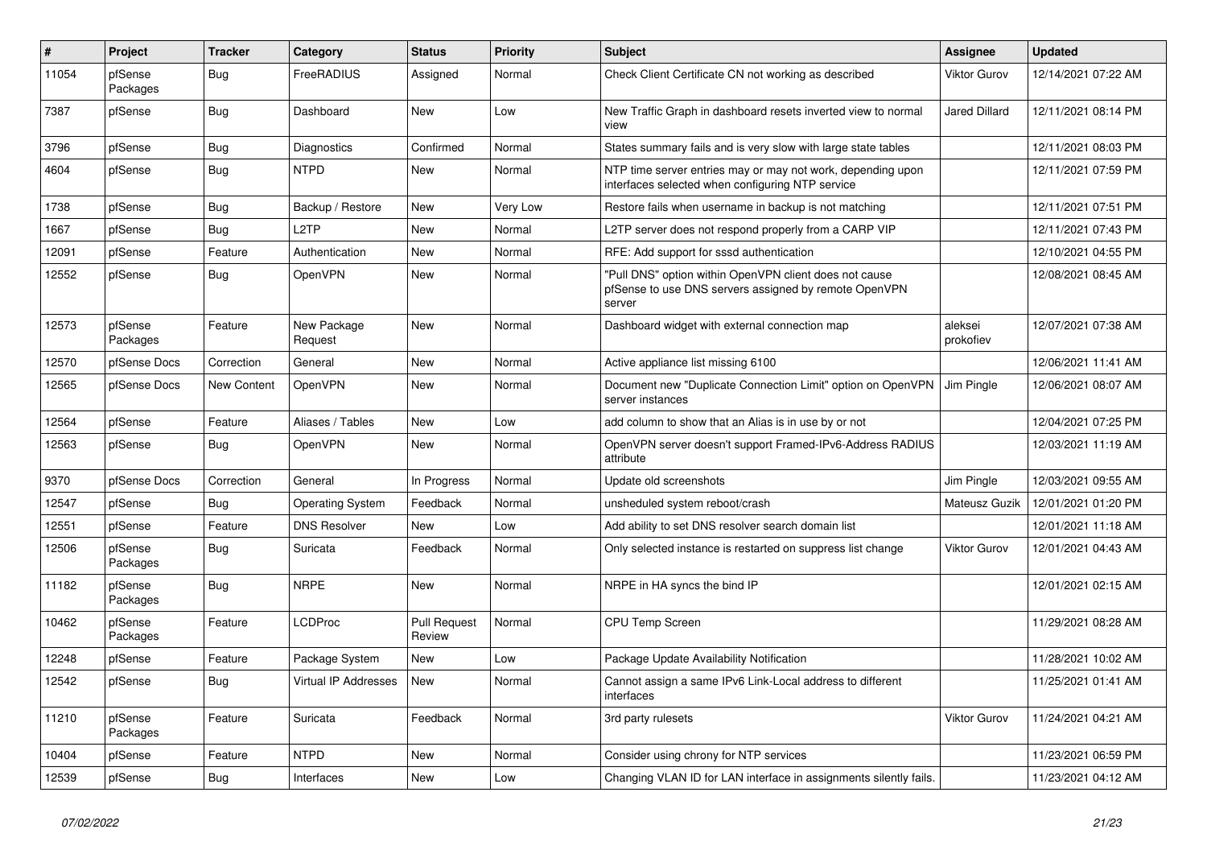| # | Project | Tracker | Category | Status | Priority | Subject | Assignee | Updated |
|---|---|---|---|---|---|---|---|---|
| 11054 | pfSense Packages | Bug | FreeRADIUS | Assigned | Normal | Check Client Certificate CN not working as described | Viktor Gurov | 12/14/2021 07:22 AM |
| 7387 | pfSense | Bug | Dashboard | New | Low | New Traffic Graph in dashboard resets inverted view to normal view | Jared Dillard | 12/11/2021 08:14 PM |
| 3796 | pfSense | Bug | Diagnostics | Confirmed | Normal | States summary fails and is very slow with large state tables | | 12/11/2021 08:03 PM |
| 4604 | pfSense | Bug | NTPD | New | Normal | NTP time server entries may or may not work, depending upon interfaces selected when configuring NTP service | | 12/11/2021 07:59 PM |
| 1738 | pfSense | Bug | Backup / Restore | New | Very Low | Restore fails when username in backup is not matching | | 12/11/2021 07:51 PM |
| 1667 | pfSense | Bug | L2TP | New | Normal | L2TP server does not respond properly from a CARP VIP | | 12/11/2021 07:43 PM |
| 12091 | pfSense | Feature | Authentication | New | Normal | RFE: Add support for sssd authentication | | 12/10/2021 04:55 PM |
| 12552 | pfSense | Bug | OpenVPN | New | Normal | "Pull DNS" option within OpenVPN client does not cause pfSense to use DNS servers assigned by remote OpenVPN server | | 12/08/2021 08:45 AM |
| 12573 | pfSense Packages | Feature | New Package Request | New | Normal | Dashboard widget with external connection map | aleksei prokofiev | 12/07/2021 07:38 AM |
| 12570 | pfSense Docs | Correction | General | New | Normal | Active appliance list missing 6100 | | 12/06/2021 11:41 AM |
| 12565 | pfSense Docs | New Content | OpenVPN | New | Normal | Document new "Duplicate Connection Limit" option on OpenVPN server instances | Jim Pingle | 12/06/2021 08:07 AM |
| 12564 | pfSense | Feature | Aliases / Tables | New | Low | add column to show that an Alias is in use by or not | | 12/04/2021 07:25 PM |
| 12563 | pfSense | Bug | OpenVPN | New | Normal | OpenVPN server doesn't support Framed-IPv6-Address RADIUS attribute | | 12/03/2021 11:19 AM |
| 9370 | pfSense Docs | Correction | General | In Progress | Normal | Update old screenshots | Jim Pingle | 12/03/2021 09:55 AM |
| 12547 | pfSense | Bug | Operating System | Feedback | Normal | unsheduled system reboot/crash | Mateusz Guzik | 12/01/2021 01:20 PM |
| 12551 | pfSense | Feature | DNS Resolver | New | Low | Add ability to set DNS resolver search domain list | | 12/01/2021 11:18 AM |
| 12506 | pfSense Packages | Bug | Suricata | Feedback | Normal | Only selected instance is restarted on suppress list change | Viktor Gurov | 12/01/2021 04:43 AM |
| 11182 | pfSense Packages | Bug | NRPE | New | Normal | NRPE in HA syncs the bind IP | | 12/01/2021 02:15 AM |
| 10462 | pfSense Packages | Feature | LCDProc | Pull Request Review | Normal | CPU Temp Screen | | 11/29/2021 08:28 AM |
| 12248 | pfSense | Feature | Package System | New | Low | Package Update Availability Notification | | 11/28/2021 10:02 AM |
| 12542 | pfSense | Bug | Virtual IP Addresses | New | Normal | Cannot assign a same IPv6 Link-Local address to different interfaces | | 11/25/2021 01:41 AM |
| 11210 | pfSense Packages | Feature | Suricata | Feedback | Normal | 3rd party rulesets | Viktor Gurov | 11/24/2021 04:21 AM |
| 10404 | pfSense | Feature | NTPD | New | Normal | Consider using chrony for NTP services | | 11/23/2021 06:59 PM |
| 12539 | pfSense | Bug | Interfaces | New | Low | Changing VLAN ID for LAN interface in assignments silently fails. | | 11/23/2021 04:12 AM |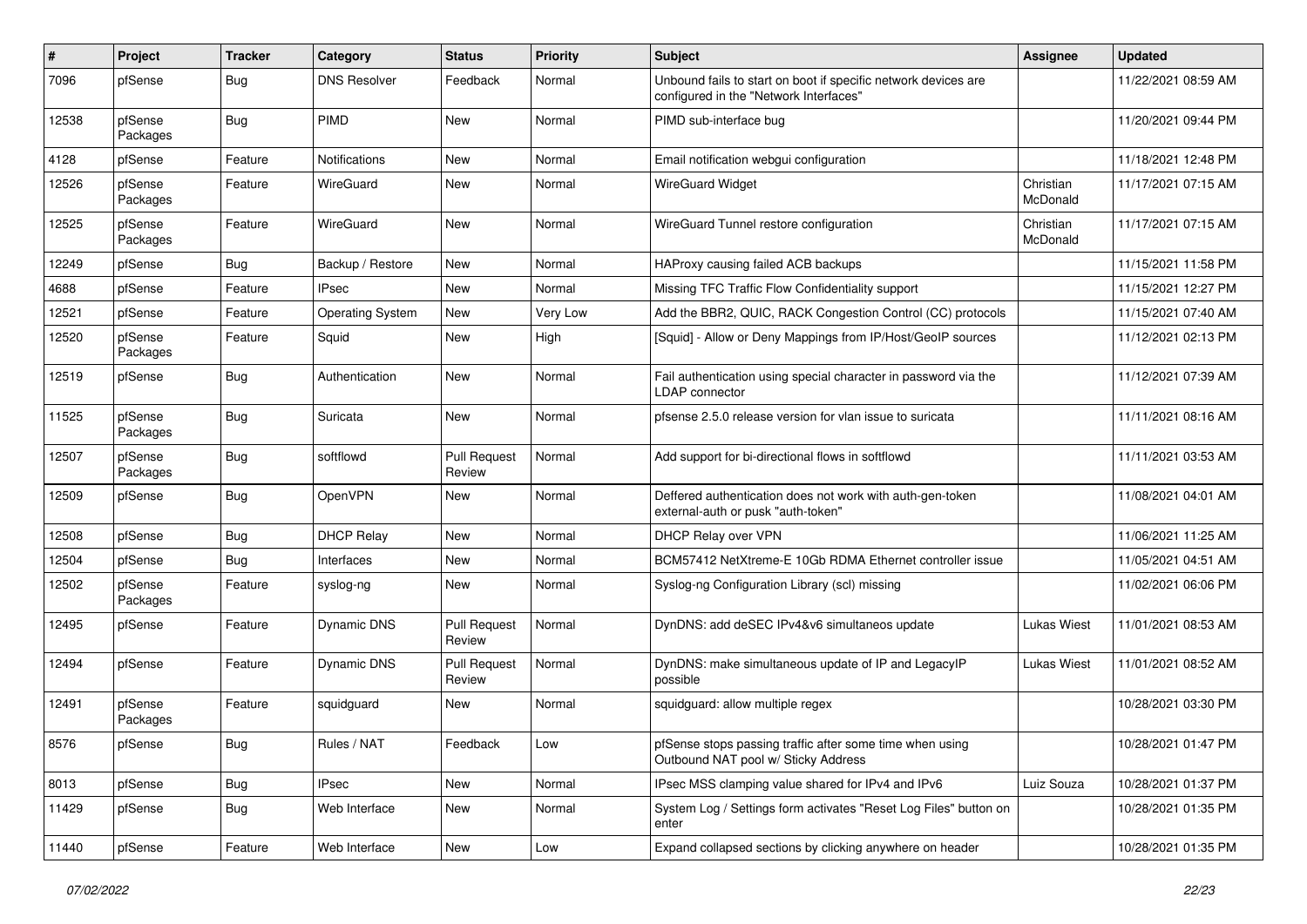| # | Project | Tracker | Category | Status | Priority | Subject | Assignee | Updated |
|---|---|---|---|---|---|---|---|---|
| 7096 | pfSense | Bug | DNS Resolver | Feedback | Normal | Unbound fails to start on boot if specific network devices are configured in the "Network Interfaces" | | 11/22/2021 08:59 AM |
| 12538 | pfSense Packages | Bug | PIMD | New | Normal | PIMD sub-interface bug | | 11/20/2021 09:44 PM |
| 4128 | pfSense | Feature | Notifications | New | Normal | Email notification webgui configuration | | 11/18/2021 12:48 PM |
| 12526 | pfSense Packages | Feature | WireGuard | New | Normal | WireGuard Widget | Christian McDonald | 11/17/2021 07:15 AM |
| 12525 | pfSense Packages | Feature | WireGuard | New | Normal | WireGuard Tunnel restore configuration | Christian McDonald | 11/17/2021 07:15 AM |
| 12249 | pfSense | Bug | Backup / Restore | New | Normal | HAProxy causing failed ACB backups | | 11/15/2021 11:58 PM |
| 4688 | pfSense | Feature | IPsec | New | Normal | Missing TFC Traffic Flow Confidentiality support | | 11/15/2021 12:27 PM |
| 12521 | pfSense | Feature | Operating System | New | Very Low | Add the BBR2, QUIC, RACK Congestion Control (CC) protocols | | 11/15/2021 07:40 AM |
| 12520 | pfSense Packages | Feature | Squid | New | High | [Squid] - Allow or Deny Mappings from IP/Host/GeoIP sources | | 11/12/2021 02:13 PM |
| 12519 | pfSense | Bug | Authentication | New | Normal | Fail authentication using special character in password via the LDAP connector | | 11/12/2021 07:39 AM |
| 11525 | pfSense Packages | Bug | Suricata | New | Normal | pfsense 2.5.0 release version for vlan issue to suricata | | 11/11/2021 08:16 AM |
| 12507 | pfSense Packages | Bug | softflowd | Pull Request Review | Normal | Add support for bi-directional flows in softflowd | | 11/11/2021 03:53 AM |
| 12509 | pfSense | Bug | OpenVPN | New | Normal | Deffered authentication does not work with auth-gen-token external-auth or pusk "auth-token" | | 11/08/2021 04:01 AM |
| 12508 | pfSense | Bug | DHCP Relay | New | Normal | DHCP Relay over VPN | | 11/06/2021 11:25 AM |
| 12504 | pfSense | Bug | Interfaces | New | Normal | BCM57412 NetXtreme-E 10Gb RDMA Ethernet controller issue | | 11/05/2021 04:51 AM |
| 12502 | pfSense Packages | Feature | syslog-ng | New | Normal | Syslog-ng Configuration Library (scl) missing | | 11/02/2021 06:06 PM |
| 12495 | pfSense | Feature | Dynamic DNS | Pull Request Review | Normal | DynDNS: add deSEC IPv4&v6 simultaneos update | Lukas Wiest | 11/01/2021 08:53 AM |
| 12494 | pfSense | Feature | Dynamic DNS | Pull Request Review | Normal | DynDNS: make simultaneous update of IP and LegacyIP possible | Lukas Wiest | 11/01/2021 08:52 AM |
| 12491 | pfSense Packages | Feature | squidguard | New | Normal | squidguard: allow multiple regex | | 10/28/2021 03:30 PM |
| 8576 | pfSense | Bug | Rules / NAT | Feedback | Low | pfSense stops passing traffic after some time when using Outbound NAT pool w/ Sticky Address | | 10/28/2021 01:47 PM |
| 8013 | pfSense | Bug | IPsec | New | Normal | IPsec MSS clamping value shared for IPv4 and IPv6 | Luiz Souza | 10/28/2021 01:37 PM |
| 11429 | pfSense | Bug | Web Interface | New | Normal | System Log / Settings form activates "Reset Log Files" button on enter | | 10/28/2021 01:35 PM |
| 11440 | pfSense | Feature | Web Interface | New | Low | Expand collapsed sections by clicking anywhere on header | | 10/28/2021 01:35 PM |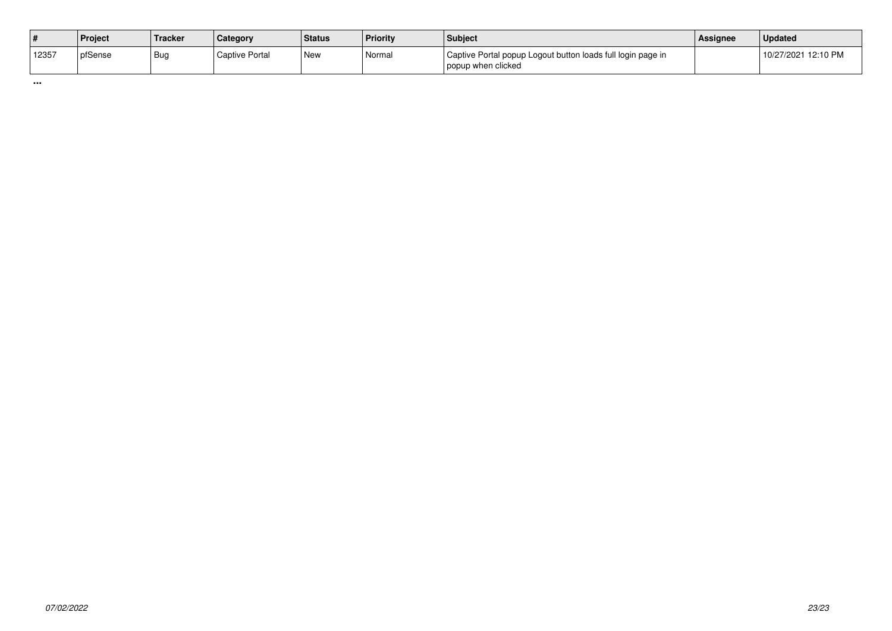| # | Project | Tracker | Category | Status | Priority | Subject | Assignee | Updated |
|---|---|---|---|---|---|---|---|---|
| 12357 | pfSense | Bug | Captive Portal | New | Normal | Captive Portal popup Logout button loads full login page in popup when clicked | | 10/27/2021 12:10 PM |

**...**